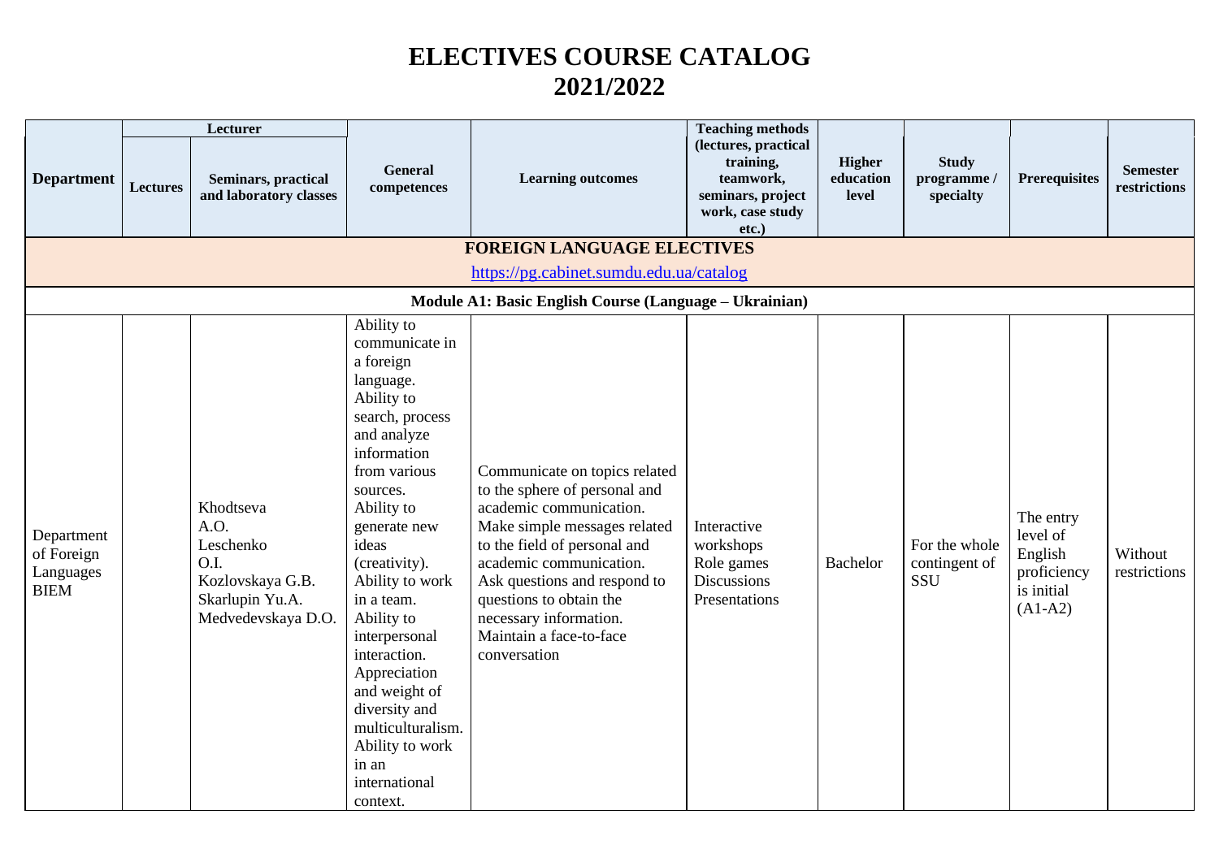# ELECTIVES COURSE CATALOG
# 2021/2022

| Department | Lecturer | | General competences | Learning outcomes | Teaching methods (lectures, practical training, teamwork, seminars, project work, case study etc.) | Higher education level | Study programme / specialty | Prerequisites | Semester restrictions |
|---|---|---|---|---|---|---|---|---|---|
| | Lectures | Seminars, practical and laboratory classes | | | | | | | |
| **FOREIGN LANGUAGE ELECTIVES** https://pg.cabinet.sumdu.edu.ua/catalog | | | | | | | | | |
| **Module A1: Basic English Course (Language – Ukrainian)** | | | | | | | | | |
| Department of Foreign Languages BIEM | | Khodtseva A.O. Leschenko O.I. Kozlovskaya G.B. Skarlupin Yu.A. Medvedevskaya D.O. | Ability to communicate in a foreign language. Ability to search, process and analyze information from various sources. Ability to generate new ideas (creativity). Ability to work in a team. Ability to interpersonal interaction. Appreciation and weight of diversity and multiculturalism. Ability to work in an international context. | Communicate on topics related to the sphere of personal and academic communication. Make simple messages related to the field of personal and academic communication. Ask questions and respond to questions to obtain the necessary information. Maintain a face-to-face conversation | Interactive workshops Role games Discussions Presentations | Bachelor | For the whole contingent of SSU | The entry level of English proficiency is initial (A1-A2) | Without restrictions |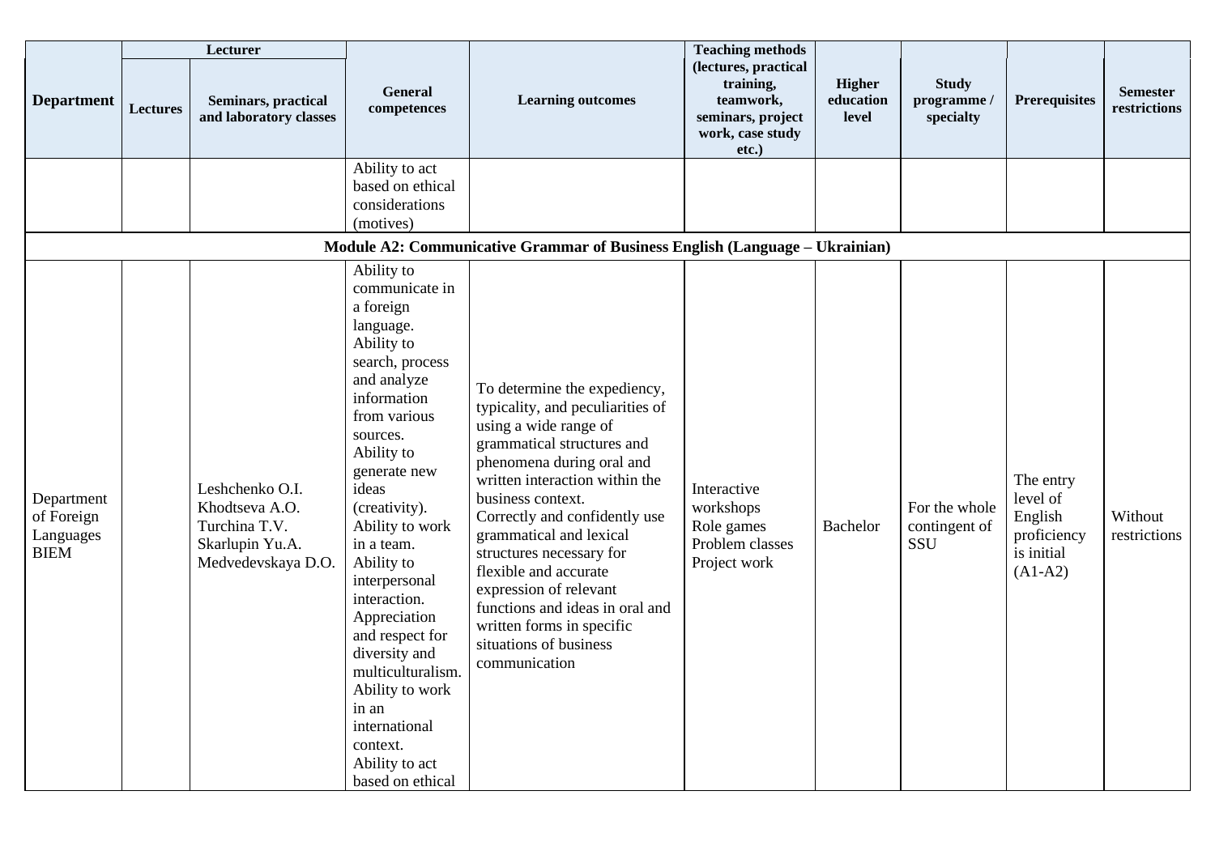| Department | Lecturer | | General competences | Learning outcomes | Teaching methods (lectures, practical training, teamwork, seminars, project work, case study etc.) | Higher education level | Study programme / specialty | Prerequisites | Semester restrictions |
|---|---|---|---|---|---|---|---|---|---|
| | Lectures | Seminars, practical and laboratory classes | | | | | | | |
| | | | Ability to act based on ethical considerations (motives) | | | | | | |
| **Module A2: Communicative Grammar of Business English (Language – Ukrainian)** | | | | | | | | | |
| Department of Foreign Languages BIEM | | Leshchenko O.I.<br>Khodtseva A.O.<br>Turchina T.V.<br>Skarlupin Yu.A.<br>Medvedevskaya D.O. | Ability to communicate in a foreign language.<br>Ability to search, process and analyze information from various sources.<br>Ability to generate new ideas (creativity).<br>Ability to work in a team.<br>Ability to interpersonal interaction.<br>Appreciation and respect for diversity and multiculturalism.<br>Ability to work in an international context.<br>Ability to act based on ethical | To determine the expediency, typicality, and peculiarities of using a wide range of grammatical structures and phenomena during oral and written interaction within the business context.<br>Correctly and confidently use grammatical and lexical structures necessary for flexible and accurate expression of relevant functions and ideas in oral and written forms in specific situations of business communication | Interactive workshops<br>Role games<br>Problem classes<br>Project work | Bachelor | For the whole contingent of SSU | The entry level of English proficiency is initial (A1-A2) | Without restrictions |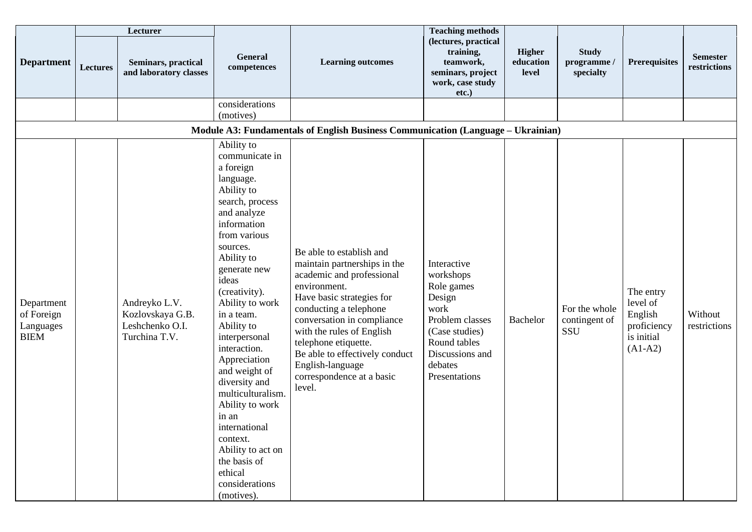| Department | Lecturer | | General competences | Learning outcomes | Teaching methods (lectures, practical training, teamwork, seminars, project work, case study etc.) | Higher education level | Study programme / specialty | Prerequisites | Semester restrictions |
|---|---|---|---|---|---|---|---|---|---|
| | Lectures | Seminars, practical and laboratory classes | | | | | | | |
| | | | considerations (motives) | | | | | | |
| **Module A3: Fundamentals of English Business Communication (Language – Ukrainian)** | | | | | | | | | |
| Department of Foreign Languages BIEM | | Andreyko L.V. Kozlovskaya G.B. Leshchenko O.I. Turchina T.V. | Ability to communicate in a foreign language. Ability to search, process and analyze information from various sources. Ability to generate new ideas (creativity). Ability to work in a team. Ability to interpersonal interaction. Appreciation and weight of diversity and multiculturalism. Ability to work in an international context. Ability to act on the basis of ethical considerations (motives). | Be able to establish and maintain partnerships in the academic and professional environment. Have basic strategies for conducting a telephone conversation in compliance with the rules of English telephone etiquette. Be able to effectively conduct English-language correspondence at a basic level. | Interactive workshops Role games Design work Problem classes (Case studies) Round tables Discussions and debates Presentations | Bachelor | For the whole contingent of SSU | The entry level of English proficiency is initial (A1-A2) | Without restrictions |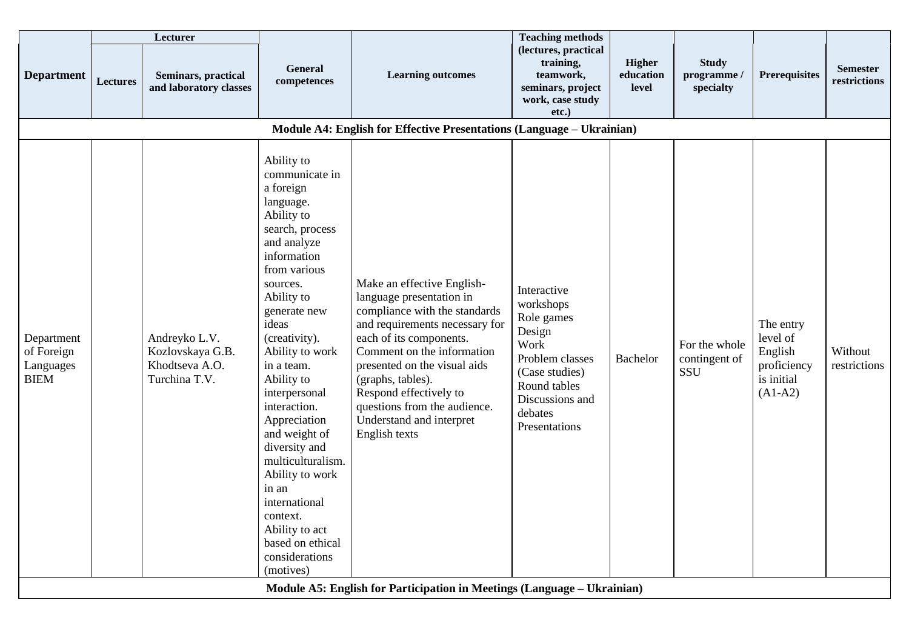| Department | Lecturer | | General competences | Learning outcomes | Teaching methods (lectures, practical training, teamwork, seminars, project work, case study etc.) | Higher education level | Study programme / specialty | Prerequisites | Semester restrictions |
|---|---|---|---|---|---|---|---|---|---|
| | Lectures | Seminars, practical and laboratory classes | | | | | | | |
| **Module A4: English for Effective Presentations (Language – Ukrainian)** | | | | | | | | | |
| Department of Foreign Languages BIEM | | Andreyko L.V.<br>Kozlovskaya G.B.<br>Khodtseva A.O.<br>Turchina T.V. | Ability to communicate in a foreign language.<br>Ability to search, process and analyze information from various sources.<br>Ability to generate new ideas (creativity).<br>Ability to work in a team.<br>Ability to interpersonal interaction.<br>Appreciation and weight of diversity and multiculturalism.<br>Ability to work in an international context.<br>Ability to act based on ethical considerations (motives) | Make an effective English-language presentation in compliance with the standards and requirements necessary for each of its components.<br>Comment on the information presented on the visual aids (graphs, tables).<br>Respond effectively to questions from the audience.<br>Understand and interpret English texts | Interactive workshops<br>Role games<br>Design<br>Work<br>Problem classes<br>(Case studies)<br>Round tables<br>Discussions and debates<br>Presentations | Bachelor | For the whole contingent of SSU | The entry level of English proficiency is initial (A1-A2) | Without restrictions |
| **Module A5: English for Participation in Meetings (Language – Ukrainian)** | | | | | | | | | |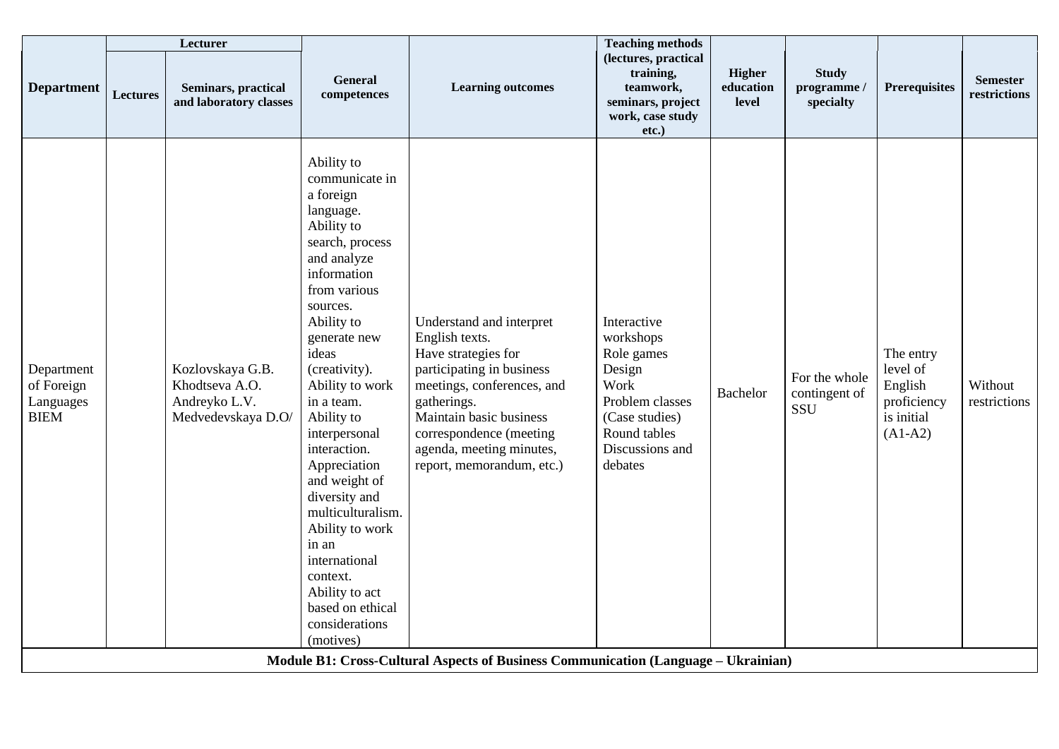| Department | Lecturer | | General competences | Learning outcomes | Teaching methods (lectures, practical training, teamwork, seminars, project work, case study etc.) | Higher education level | Study programme / specialty | Prerequisites | Semester restrictions |
|---|---|---|---|---|---|---|---|---|---|
| | Lectures | Seminars, practical and laboratory classes | | | | | | | |
| Department of Foreign Languages BIEM | | Kozlovskaya G.B. Khodtseva A.O. Andreyko L.V. Medvedevskaya D.O/ | Ability to communicate in a foreign language. Ability to search, process and analyze information from various sources. Ability to generate new ideas (creativity). Ability to work in a team. Ability to interpersonal interaction. Appreciation and weight of diversity and multiculturalism. Ability to work in an international context. Ability to act based on ethical considerations (motives) | Understand and interpret English texts. Have strategies for participating in business meetings, conferences, and gatherings. Maintain basic business correspondence (meeting agenda, meeting minutes, report, memorandum, etc.) | Interactive workshops Role games Design Work Problem classes (Case studies) Round tables Discussions and debates | Bachelor | For the whole contingent of SSU | The entry level of English proficiency is initial (A1-A2) | Without restrictions |

**Module B1: Cross-Cultural Aspects of Business Communication (Language – Ukrainian)**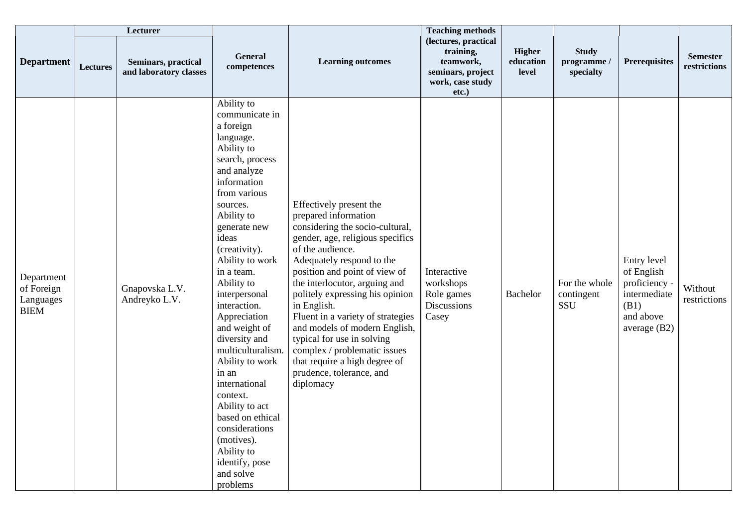| Department | Lecturer | | General competences | Learning outcomes | Teaching methods (lectures, practical training, teamwork, seminars, project work, case study etc.) | Higher education level | Study programme / specialty | Prerequisites | Semester restrictions |
|---|---|---|---|---|---|---|---|---|---|
| | Lectures | Seminars, practical and laboratory classes | | | | | | | |
| Department of Foreign Languages BIEM | | Gnapovska L.V. Andreyko L.V. | Ability to communicate in a foreign language. Ability to search, process and analyze information from various sources. Ability to generate new ideas (creativity). Ability to work in a team. Ability to interpersonal interaction. Appreciation and weight of diversity and multiculturalism. Ability to work in an international context. Ability to act based on ethical considerations (motives). Ability to identify, pose and solve problems | Effectively present the prepared information considering the socio-cultural, gender, age, religious specifics of the audience. Adequately respond to the position and point of view of the interlocutor, arguing and politely expressing his opinion in English. Fluent in a variety of strategies and models of modern English, typical for use in solving complex / problematic issues that require a high degree of prudence, tolerance, and diplomacy | Interactive workshops Role games Discussions Casey | Bachelor | For the whole contingent SSU | Entry level of English proficiency - intermediate (B1) and above average (B2) | Without restrictions |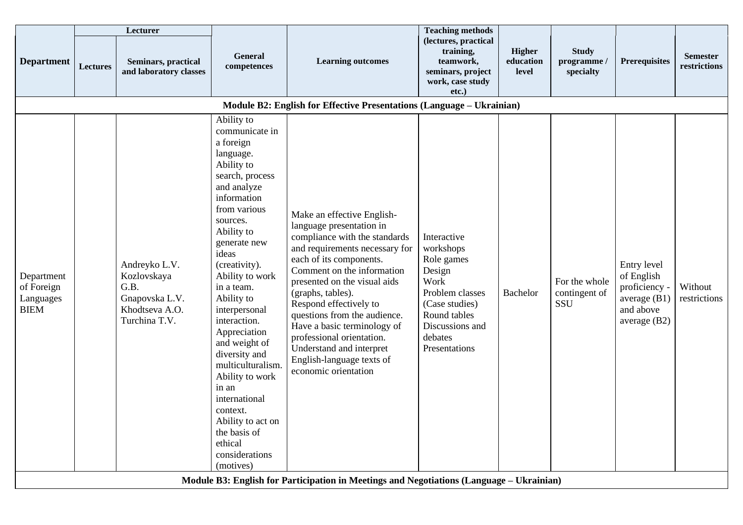| Department | Lecturer | | General competences | Learning outcomes | Teaching methods (lectures, practical training, teamwork, seminars, project work, case study etc.) | Higher education level | Study programme / specialty | Prerequisites | Semester restrictions |
|---|---|---|---|---|---|---|---|---|---|
| | Lectures | Seminars, practical and laboratory classes | | | | | | | |
| **Module B2: English for Effective Presentations (Language – Ukrainian)** | | | | | | | | | |
| Department of Foreign Languages BIEM | | Andreyko L.V. Kozlovskaya G.B. Gnapovska L.V. Khodtseva A.O. Turchina T.V. | Ability to communicate in a foreign language. Ability to search, process and analyze information from various sources. Ability to generate new ideas (creativity). Ability to work in a team. Ability to interpersonal interaction. Appreciation and weight of diversity and multiculturalism. Ability to work in an international context. Ability to act on the basis of ethical considerations (motives) | Make an effective English-language presentation in compliance with the standards and requirements necessary for each of its components. Comment on the information presented on the visual aids (graphs, tables). Respond effectively to questions from the audience. Have a basic terminology of professional orientation. Understand and interpret English-language texts of economic orientation | Interactive workshops Role games Design Work Problem classes (Case studies) Round tables Discussions and debates Presentations | Bachelor | For the whole contingent of SSU | Entry level of English proficiency - average (B1) and above average (B2) | Without restrictions |
| **Module B3: English for Participation in Meetings and Negotiations (Language – Ukrainian)** | | | | | | | | | |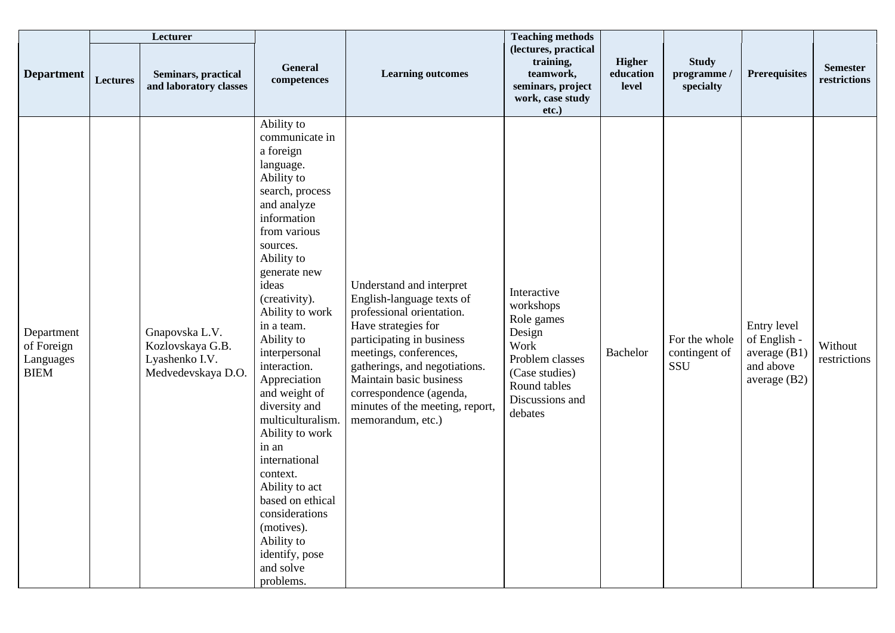| Department | Lecturer | | General competences | Learning outcomes | Teaching methods (lectures, practical training, teamwork, seminars, project work, case study etc.) | Higher education level | Study programme / specialty | Prerequisites | Semester restrictions |
|---|---|---|---|---|---|---|---|---|---|
| | Lectures | Seminars, practical and laboratory classes | | | | | | | |
| Department of Foreign Languages BIEM | | Gnapovska L.V. Kozlovskaya G.B. Lyashenko I.V. Medvedevskaya D.O. | Ability to communicate in a foreign language. Ability to search, process and analyze information from various sources. Ability to generate new ideas (creativity). Ability to work in a team. Ability to interpersonal interaction. Appreciation and weight of diversity and multiculturalism. Ability to work in an international context. Ability to act based on ethical considerations (motives). Ability to identify, pose and solve problems. | Understand and interpret English-language texts of professional orientation. Have strategies for participating in business meetings, conferences, gatherings, and negotiations. Maintain basic business correspondence (agenda, minutes of the meeting, report, memorandum, etc.) | Interactive workshops Role games Design Work Problem classes (Case studies) Round tables Discussions and debates | Bachelor | For the whole contingent of SSU | Entry level of English - average (B1) and above average (B2) | Without restrictions |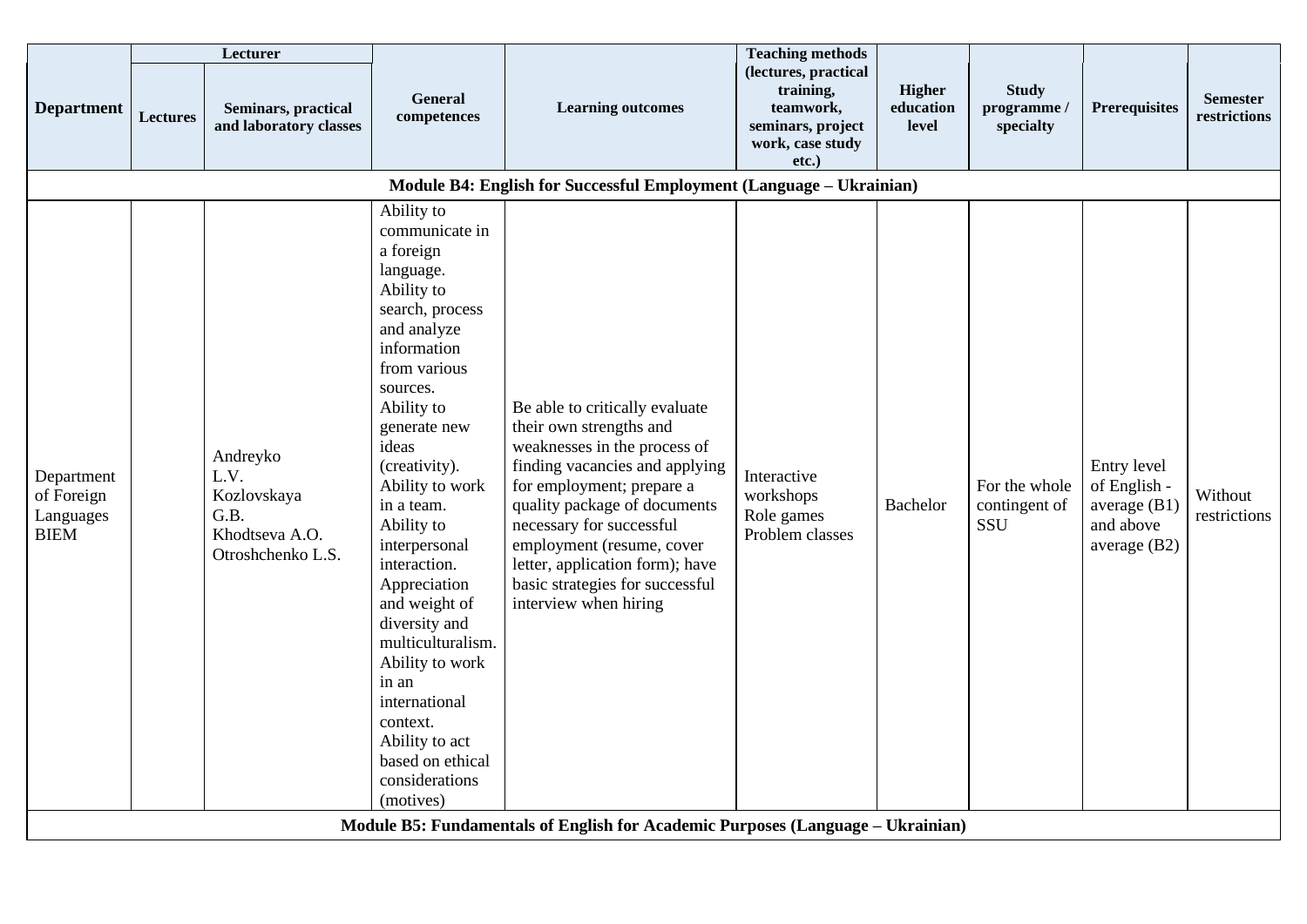| Department | Lecturer | | General competences | Learning outcomes | Teaching methods (lectures, practical training, teamwork, seminars, project work, case study etc.) | Higher education level | Study programme / specialty | Prerequisites | Semester restrictions |
|---|---|---|---|---|---|---|---|---|---|
| | Lectures | Seminars, practical and laboratory classes | | | | | | | |
| **Module B4: English for Successful Employment (Language – Ukrainian)** | | | | | | | | | |
| Department of Foreign Languages BIEM | | Andreyko L.V. Kozlovskaya G.B. Khodtseva A.O. Otroshchenko L.S. | Ability to communicate in a foreign language. Ability to search, process and analyze information from various sources. Ability to generate new ideas (creativity). Ability to work in a team. Ability to interpersonal interaction. Appreciation and weight of diversity and multiculturalism. Ability to work in an international context. Ability to act based on ethical considerations (motives) | Be able to critically evaluate their own strengths and weaknesses in the process of finding vacancies and applying for employment; prepare a quality package of documents necessary for successful employment (resume, cover letter, application form); have basic strategies for successful interview when hiring | Interactive workshops Role games Problem classes | Bachelor | For the whole contingent of SSU | Entry level of English - average (B1) and above average (B2) | Without restrictions |
| **Module B5: Fundamentals of English for Academic Purposes (Language – Ukrainian)** | | | | | | | | | |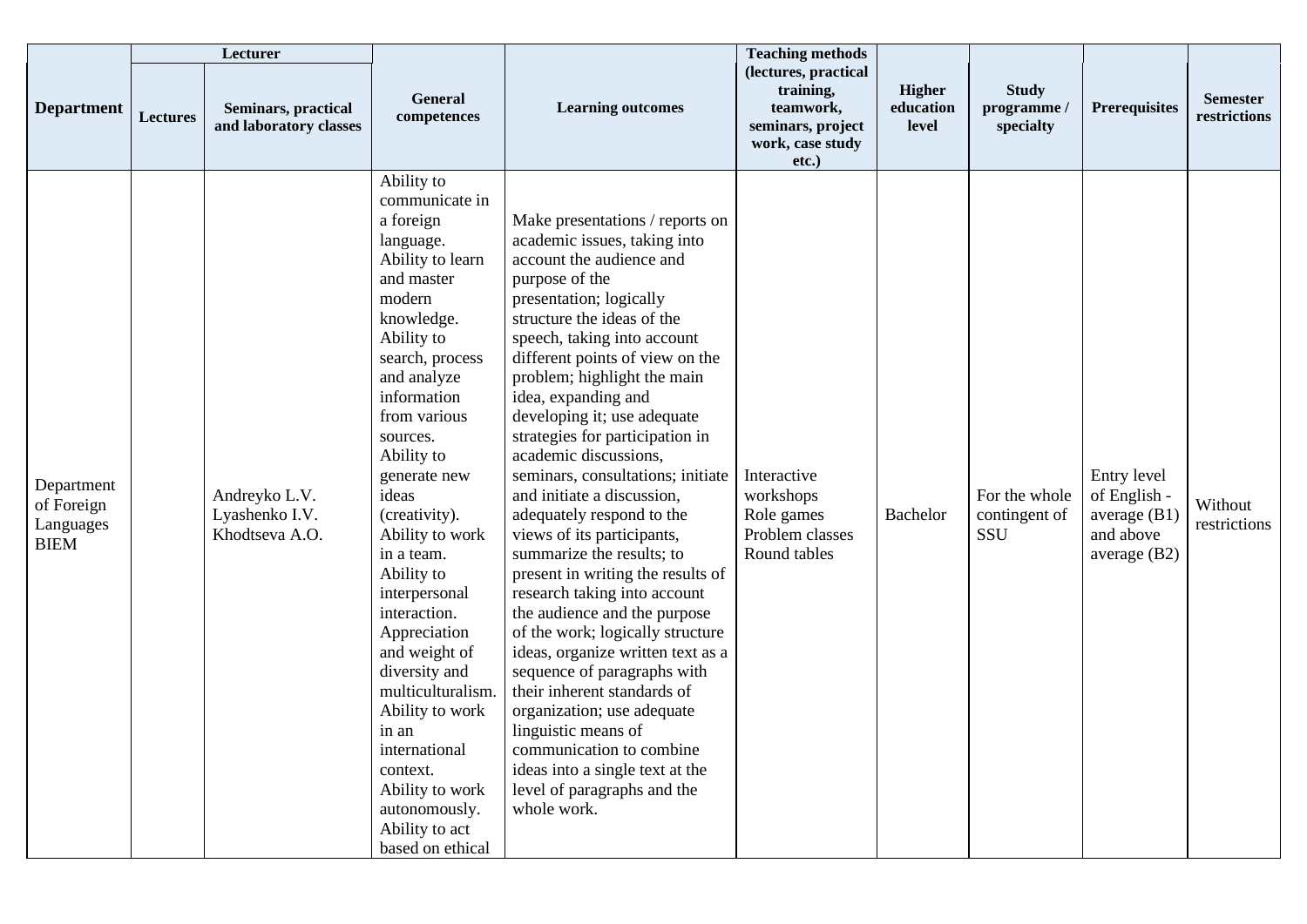| Department | Lecturer | | General competences | Learning outcomes | Teaching methods (lectures, practical training, teamwork, seminars, project work, case study etc.) | Higher education level | Study programme / specialty | Prerequisites | Semester restrictions |
|---|---|---|---|---|---|---|---|---|---|
| | Lectures | Seminars, practical and laboratory classes | | | | | | | |
| Department of Foreign Languages BIEM | | Andreyko L.V. Lyashenko I.V. Khodtseva A.O. | Ability to communicate in a foreign language. Ability to learn and master modern knowledge. Ability to search, process and analyze information from various sources. Ability to generate new ideas (creativity). Ability to work in a team. Ability to interpersonal interaction. Appreciation and weight of diversity and multiculturalism. Ability to work in an international context. Ability to work autonomously. Ability to act based on ethical | Make presentations / reports on academic issues, taking into account the audience and purpose of the presentation; logically structure the ideas of the speech, taking into account different points of view on the problem; highlight the main idea, expanding and developing it; use adequate strategies for participation in academic discussions, seminars, consultations; initiate and initiate a discussion, adequately respond to the views of its participants, summarize the results; to present in writing the results of research taking into account the audience and the purpose of the work; logically structure ideas, organize written text as a sequence of paragraphs with their inherent standards of organization; use adequate linguistic means of communication to combine ideas into a single text at the level of paragraphs and the whole work. | Interactive workshops Role games Problem classes Round tables | Bachelor | For the whole contingent of SSU | Entry level of English - average (B1) and above average (B2) | Without restrictions |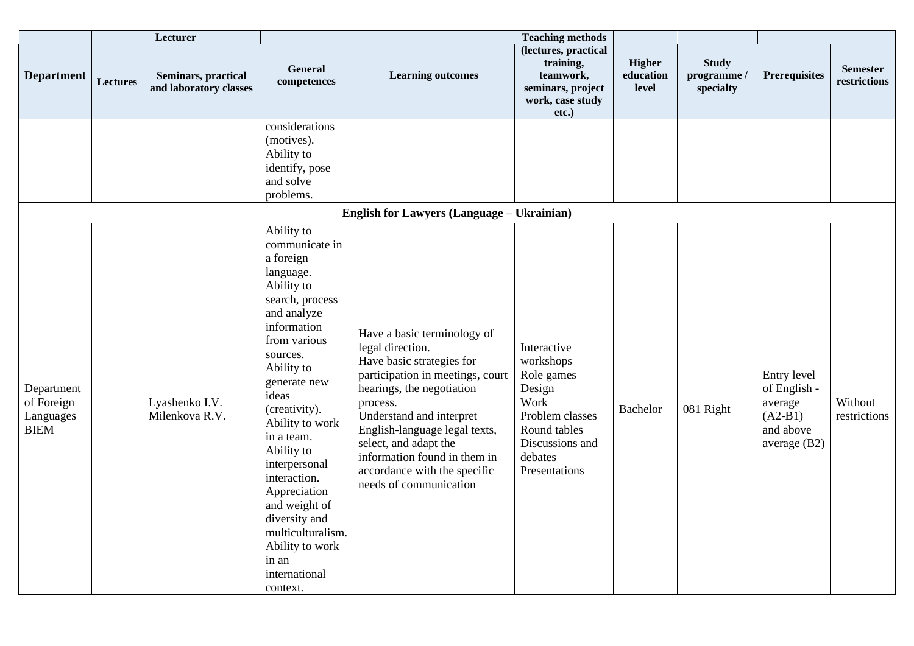| Department | Lecturer | | General competences | Learning outcomes | Teaching methods (lectures, practical training, teamwork, seminars, project work, case study etc.) | Higher education level | Study programme / specialty | Prerequisites | Semester restrictions |
|---|---|---|---|---|---|---|---|---|---|
| | Lectures | Seminars, practical and laboratory classes | | | | | | | |
| | | | considerations (motives). Ability to identify, pose and solve problems. | | | | | | |
| **English for Lawyers (Language – Ukrainian)** | | | | | | | | | |
| Department of Foreign Languages BIEM | | Lyashenko I.V. Milenkova R.V. | Ability to communicate in a foreign language. Ability to search, process and analyze information from various sources. Ability to generate new ideas (creativity). Ability to work in a team. Ability to interpersonal interaction. Appreciation and weight of diversity and multiculturalism. Ability to work in an international context. | Have a basic terminology of legal direction. Have basic strategies for participation in meetings, court hearings, the negotiation process. Understand and interpret English-language legal texts, select, and adapt the information found in them in accordance with the specific needs of communication | Interactive workshops Role games Design Work Problem classes Round tables Discussions and debates Presentations | Bachelor | 081 Right | Entry level of English - average (A2-B1) and above average (B2) | Without restrictions |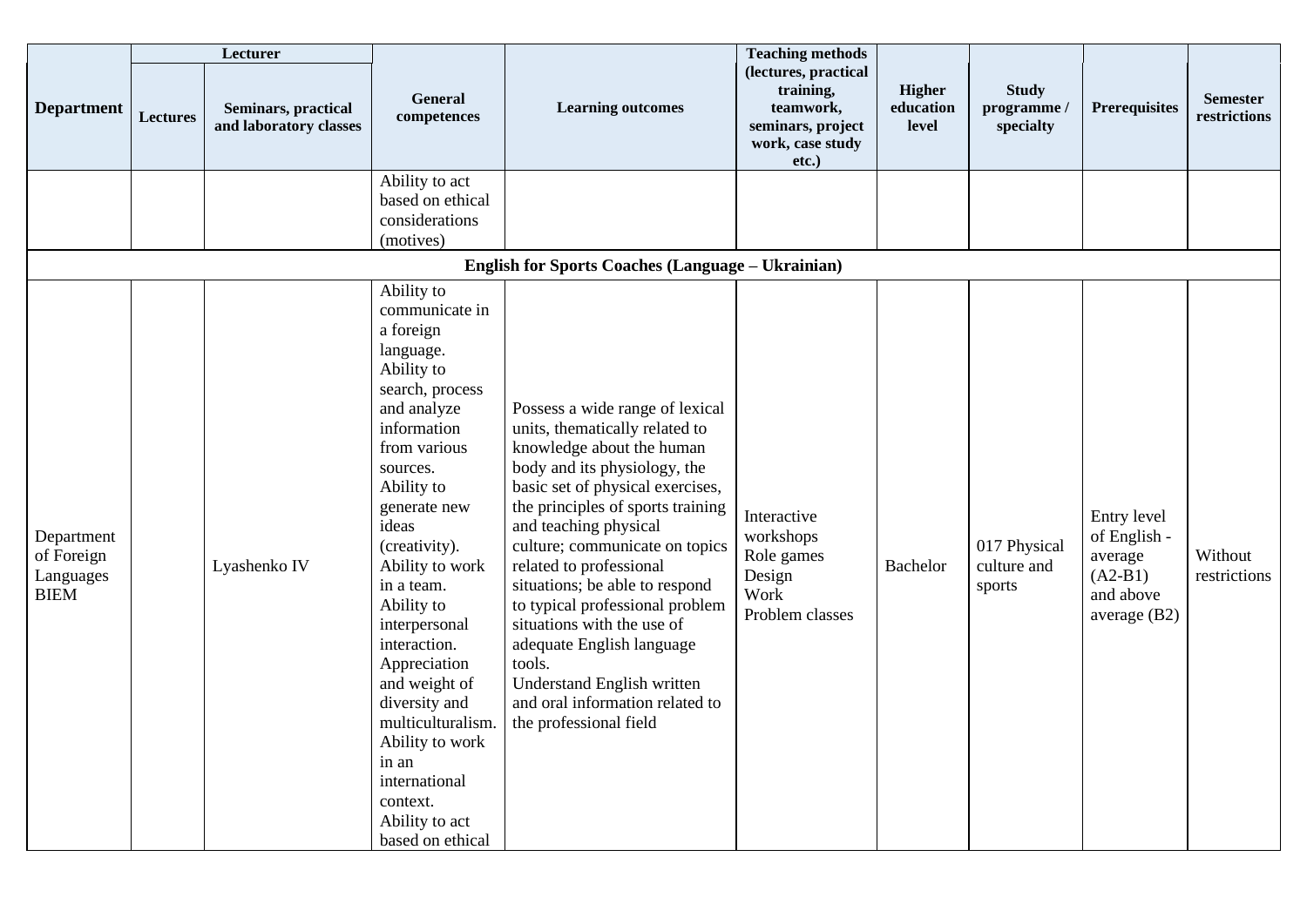| Department | Lecturer | | General competences | Learning outcomes | Teaching methods (lectures, practical training, teamwork, seminars, project work, case study etc.) | Higher education level | Study programme / specialty | Prerequisites | Semester restrictions |
|---|---|---|---|---|---|---|---|---|---|
| | Lectures | Seminars, practical and laboratory classes | | | | | | | |
| | | | Ability to act based on ethical considerations (motives) | | | | | | |
| **English for Sports Coaches (Language – Ukrainian)** | | | | | | | | | |
| Department of Foreign Languages BIEM | | Lyashenko IV | Ability to communicate in a foreign language. Ability to search, process and analyze information from various sources. Ability to generate new ideas (creativity). Ability to work in a team. Ability to interpersonal interaction. Appreciation and weight of diversity and multiculturalism. Ability to work in an international context. Ability to act based on ethical | Possess a wide range of lexical units, thematically related to knowledge about the human body and its physiology, the basic set of physical exercises, the principles of sports training and teaching physical culture; communicate on topics related to professional situations; be able to respond to typical professional problem situations with the use of adequate English language tools. Understand English written and oral information related to the professional field | Interactive workshops Role games Design Work Problem classes | Bachelor | 017 Physical culture and sports | Entry level of English - average (A2-B1) and above average (B2) | Without restrictions |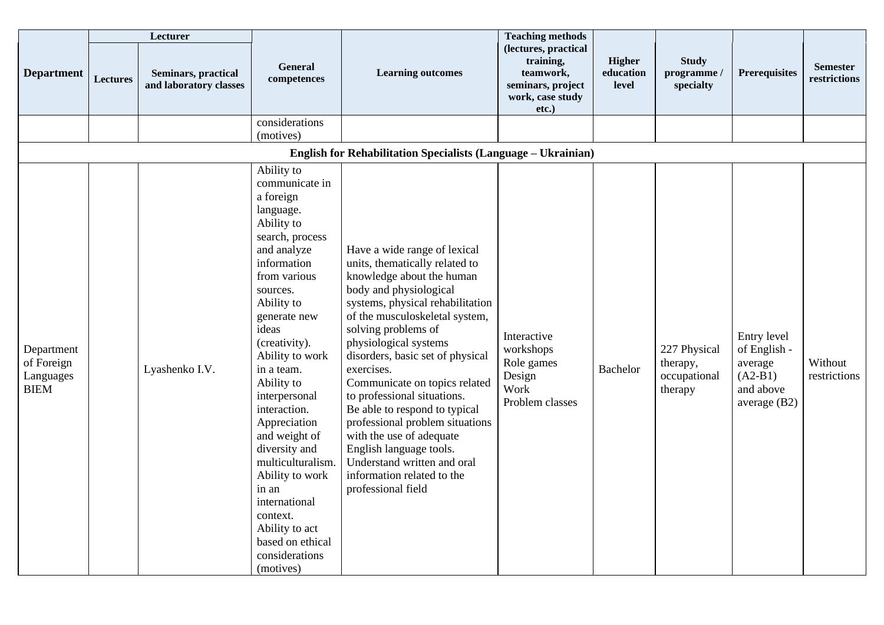| Department | Lecturer | | General competences | Learning outcomes | Teaching methods (lectures, practical training, teamwork, seminars, project work, case study etc.) | Higher education level | Study programme / specialty | Prerequisites | Semester restrictions |
|---|---|---|---|---|---|---|---|---|---|
| | Lectures | Seminars, practical and laboratory classes | | | | | | | |
| | | | considerations (motives) | | | | | | |
| **English for Rehabilitation Specialists (Language – Ukrainian)** | | | | | | | | | |
| Department of Foreign Languages BIEM | | Lyashenko I.V. | Ability to communicate in a foreign language.<br>Ability to search, process and analyze information from various sources.<br>Ability to generate new ideas (creativity).<br>Ability to work in a team.<br>Ability to interpersonal interaction.<br>Appreciation and weight of diversity and multiculturalism.<br>Ability to work in an international context.<br>Ability to act based on ethical considerations (motives) | Have a wide range of lexical units, thematically related to knowledge about the human body and physiological systems, physical rehabilitation of the musculoskeletal system, solving problems of physiological systems disorders, basic set of physical exercises.<br>Communicate on topics related to professional situations.<br>Be able to respond to typical professional problem situations with the use of adequate English language tools.<br>Understand written and oral information related to the professional field | Interactive workshops<br>Role games<br>Design<br>Work<br>Problem classes | Bachelor | 227 Physical therapy, occupational therapy | Entry level of English - average (A2-B1) and above average (B2) | Without restrictions |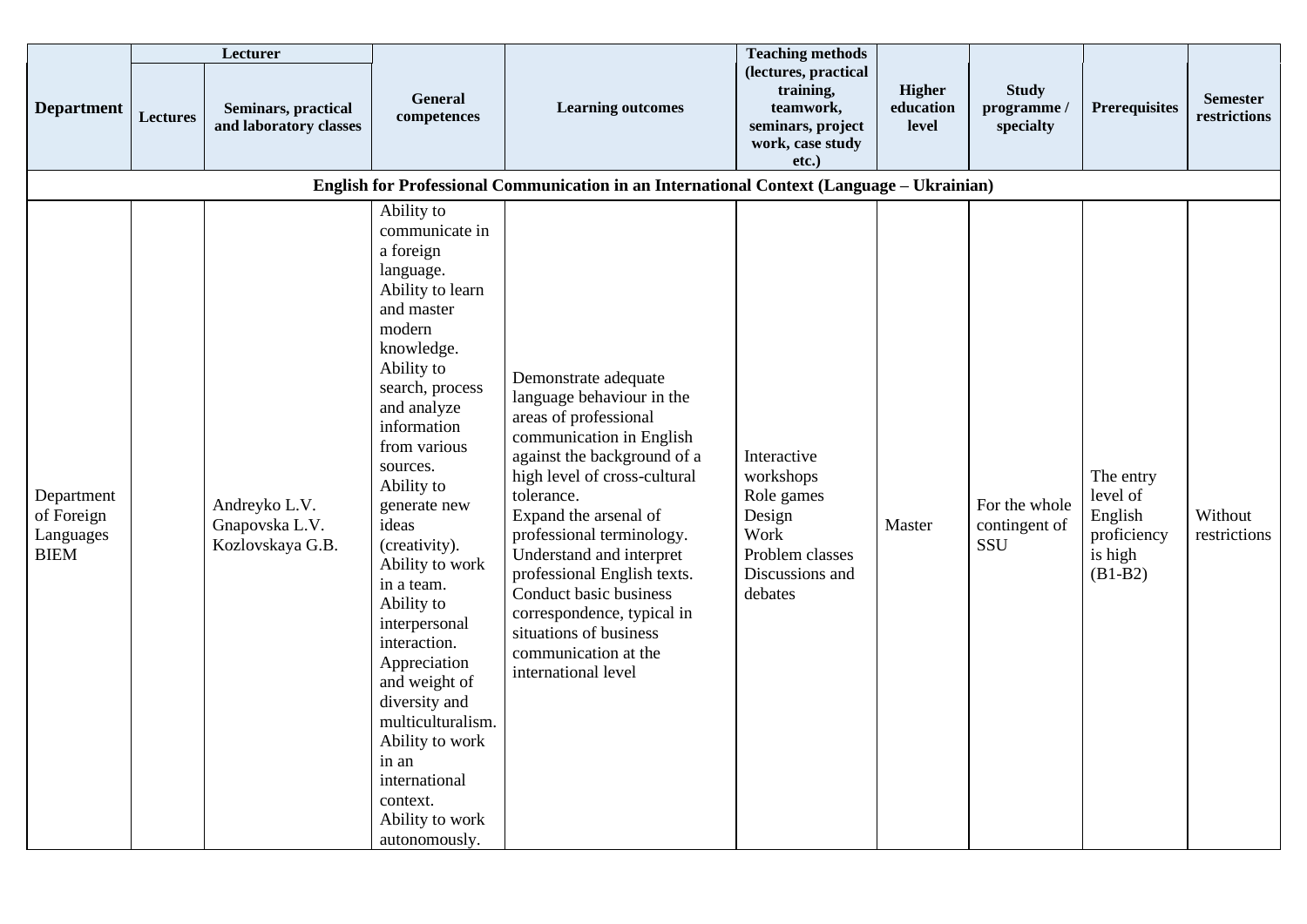| Department | Lecturer | | General competences | Learning outcomes | Teaching methods (lectures, practical training, teamwork, seminars, project work, case study etc.) | Higher education level | Study programme / specialty | Prerequisites | Semester restrictions |
|---|---|---|---|---|---|---|---|---|---|
| | Lectures | Seminars, practical and laboratory classes | | | | | | | |
| **English for Professional Communication in an International Context (Language – Ukrainian)** | | | | | | | | | |
| Department of Foreign Languages BIEM | | Andreyko L.V. Gnapovska L.V. Kozlovskaya G.B. | Ability to communicate in a foreign language. Ability to learn and master modern knowledge. Ability to search, process and analyze information from various sources. Ability to generate new ideas (creativity). Ability to work in a team. Ability to interpersonal interaction. Appreciation and weight of diversity and multiculturalism. Ability to work in an international context. Ability to work autonomously. | Demonstrate adequate language behaviour in the areas of professional communication in English against the background of a high level of cross-cultural tolerance. Expand the arsenal of professional terminology. Understand and interpret professional English texts. Conduct basic business correspondence, typical in situations of business communication at the international level | Interactive workshops Role games Design Work Problem classes Discussions and debates | Master | For the whole contingent of SSU | The entry level of English proficiency is high (B1-B2) | Without restrictions |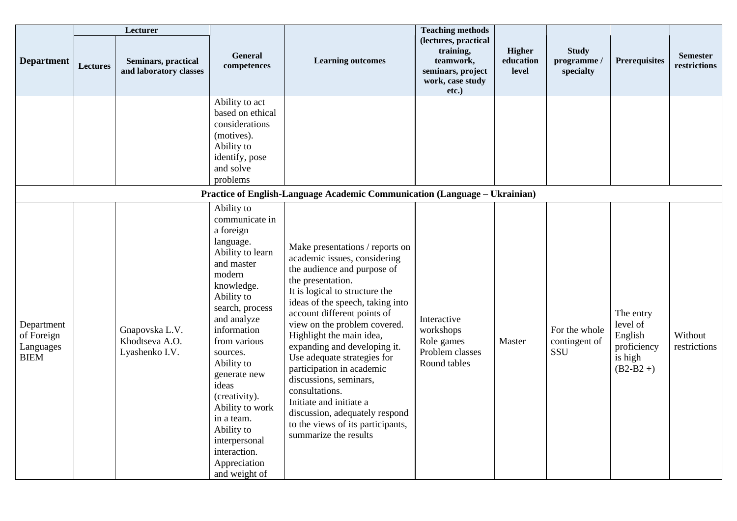| Department | Lecturer | | General competences | Learning outcomes | Teaching methods (lectures, practical training, teamwork, seminars, project work, case study etc.) | Higher education level | Study programme / specialty | Prerequisites | Semester restrictions |
|---|---|---|---|---|---|---|---|---|---|
| | Lectures | Seminars, practical and laboratory classes | | | | | | | |
| | | | Ability to act based on ethical considerations (motives). Ability to identify, pose and solve problems | | | | | | |
| **Practice of English-Language Academic Communication (Language – Ukrainian)** | | | | | | | | | |
| Department of Foreign Languages BIEM | | Gnapovska L.V. Khodtseva A.O. Lyashenko I.V. | Ability to communicate in a foreign language. Ability to learn and master modern knowledge. Ability to search, process and analyze information from various sources. Ability to generate new ideas (creativity). Ability to work in a team. Ability to interpersonal interaction. Appreciation and weight of | Make presentations / reports on academic issues, considering the audience and purpose of the presentation. It is logical to structure the ideas of the speech, taking into account different points of view on the problem covered. Highlight the main idea, expanding and developing it. Use adequate strategies for participation in academic discussions, seminars, consultations. Initiate and initiate a discussion, adequately respond to the views of its participants, summarize the results | Interactive workshops Role games Problem classes Round tables | Master | For the whole contingent of SSU | The entry level of English proficiency is high (B2-B2 +) | Without restrictions |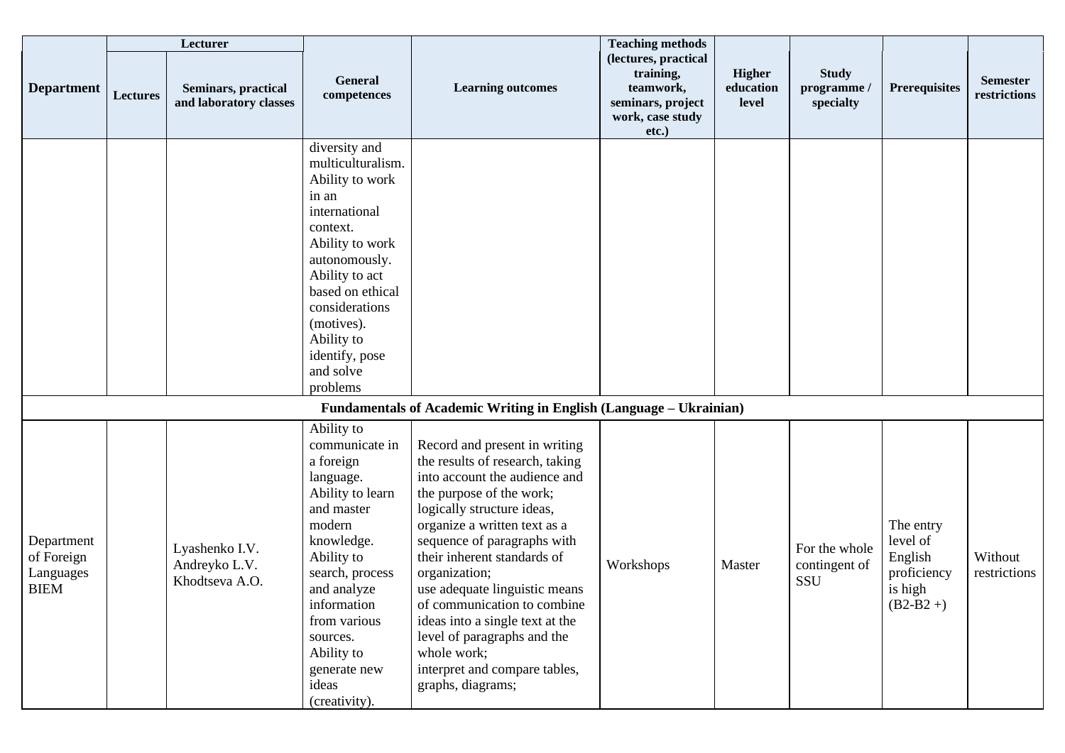| Department | Lecturer | | General competences | Learning outcomes | Teaching methods (lectures, practical training, teamwork, seminars, project work, case study etc.) | Higher education level | Study programme / specialty | Prerequisites | Semester restrictions |
|---|---|---|---|---|---|---|---|---|---|
| | Lectures | Seminars, practical and laboratory classes | | | | | | | |
| | | | diversity and multiculturalism. Ability to work in an international context. Ability to work autonomously. Ability to act based on ethical considerations (motives). Ability to identify, pose and solve problems | | | | | | |
| **Fundamentals of Academic Writing in English (Language – Ukrainian)** | | | | | | | | | |
| Department of Foreign Languages BIEM | | Lyashenko I.V. Andreyko L.V. Khodtseva A.O. | Ability to communicate in a foreign language. Ability to learn and master modern knowledge. Ability to search, process and analyze information from various sources. Ability to generate new ideas (creativity). | Record and present in writing the results of research, taking into account the audience and the purpose of the work; logically structure ideas, organize a written text as a sequence of paragraphs with their inherent standards of organization; use adequate linguistic means of communication to combine ideas into a single text at the level of paragraphs and the whole work; interpret and compare tables, graphs, diagrams; | Workshops | Master | For the whole contingent of SSU | The entry level of English proficiency is high (B2-B2 +) | Without restrictions |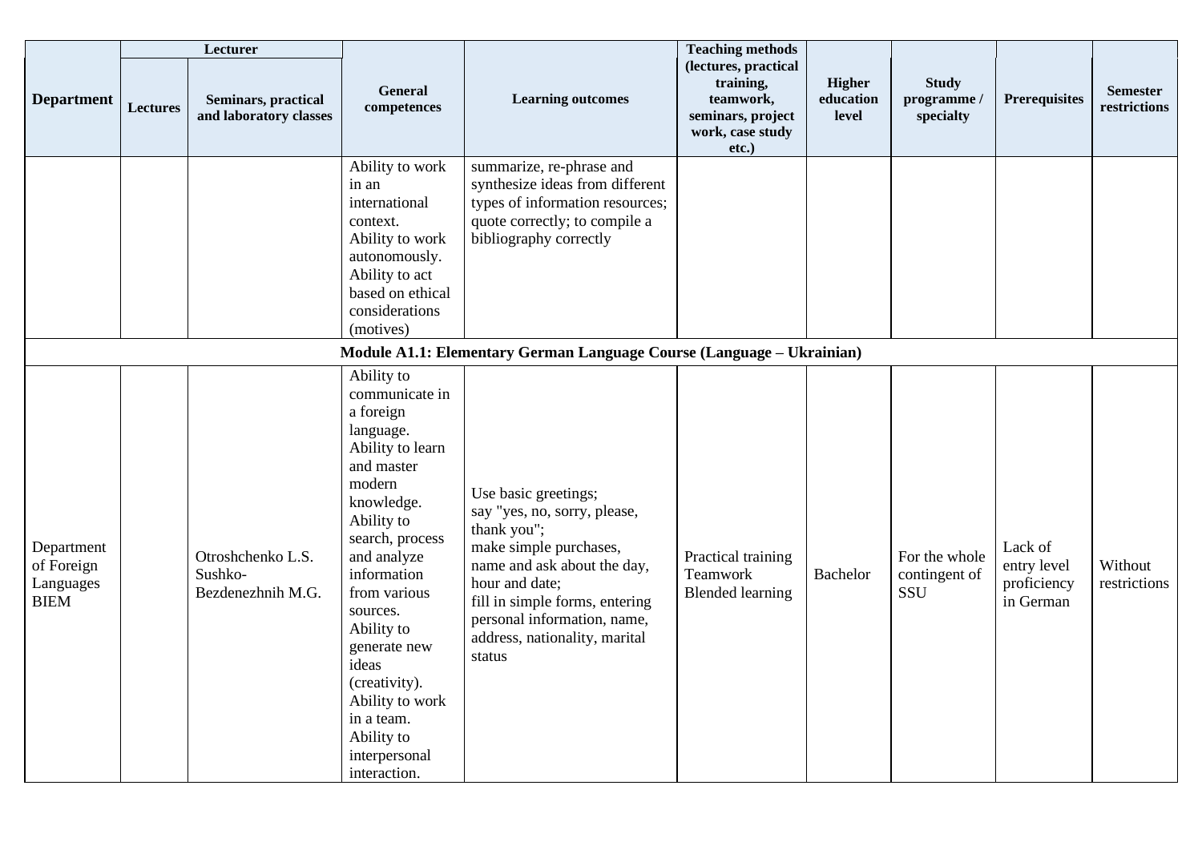| Department | Lecturer | | General competences | Learning outcomes | Teaching methods (lectures, practical training, teamwork, seminars, project work, case study etc.) | Higher education level | Study programme / specialty | Prerequisites | Semester restrictions |
|---|---|---|---|---|---|---|---|---|---|
| | Lectures | Seminars, practical and laboratory classes | | | | | | | |
| | | | Ability to work in an international context.<br>Ability to work autonomously.<br>Ability to act based on ethical considerations (motives) | summarize, re-phrase and synthesize ideas from different types of information resources; quote correctly; to compile a bibliography correctly | | | | | |
| **Module A1.1: Elementary German Language Course (Language – Ukrainian)** | | | | | | | | | |
| Department of Foreign Languages BIEM | | Otroshchenko L.S.<br>Sushko-Bezdenezhnih M.G. | Ability to communicate in a foreign language.<br>Ability to learn and master modern knowledge.<br>Ability to search, process and analyze information from various sources.<br>Ability to generate new ideas (creativity).<br>Ability to work in a team.<br>Ability to interpersonal interaction. | Use basic greetings;<br>say "yes, no, sorry, please, thank you";<br>make simple purchases, name and ask about the day, hour and date;<br>fill in simple forms, entering personal information, name, address, nationality, marital status | Practical training<br>Teamwork<br>Blended learning | Bachelor | For the whole contingent of SSU | Lack of entry level proficiency in German | Without restrictions |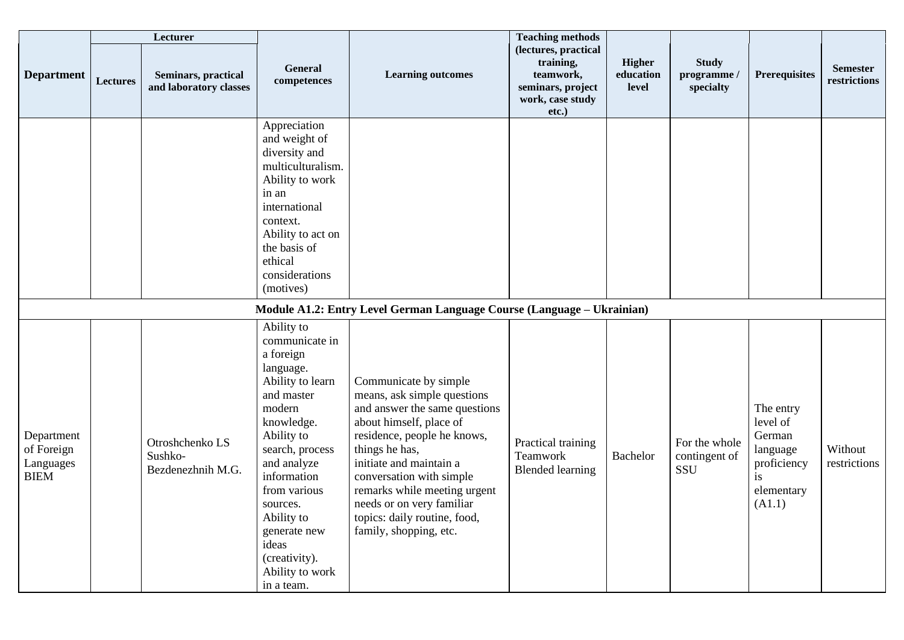| Department | Lecturer | | General competences | Learning outcomes | Teaching methods (lectures, practical training, teamwork, seminars, project work, case study etc.) | Higher education level | Study programme / specialty | Prerequisites | Semester restrictions |
|---|---|---|---|---|---|---|---|---|---|
| | Lectures | Seminars, practical and laboratory classes | | | | | | | |
| | | | Appreciation and weight of diversity and multiculturalism. Ability to work in an international context. Ability to act on the basis of ethical considerations (motives) | | | | | | |
| **Module A1.2: Entry Level German Language Course (Language – Ukrainian)** | | | | | | | | | |
| Department of Foreign Languages BIEM | | Otroshchenko LS Sushko-Bezdenezhnih M.G. | Ability to communicate in a foreign language. Ability to learn and master modern knowledge. Ability to search, process and analyze information from various sources. Ability to generate new ideas (creativity). Ability to work in a team. | Communicate by simple means, ask simple questions and answer the same questions about himself, place of residence, people he knows, things he has, initiate and maintain a conversation with simple remarks while meeting urgent needs or on very familiar topics: daily routine, food, family, shopping, etc. | Practical training Teamwork Blended learning | Bachelor | For the whole contingent of SSU | The entry level of German language proficiency is elementary (A1.1) | Without restrictions |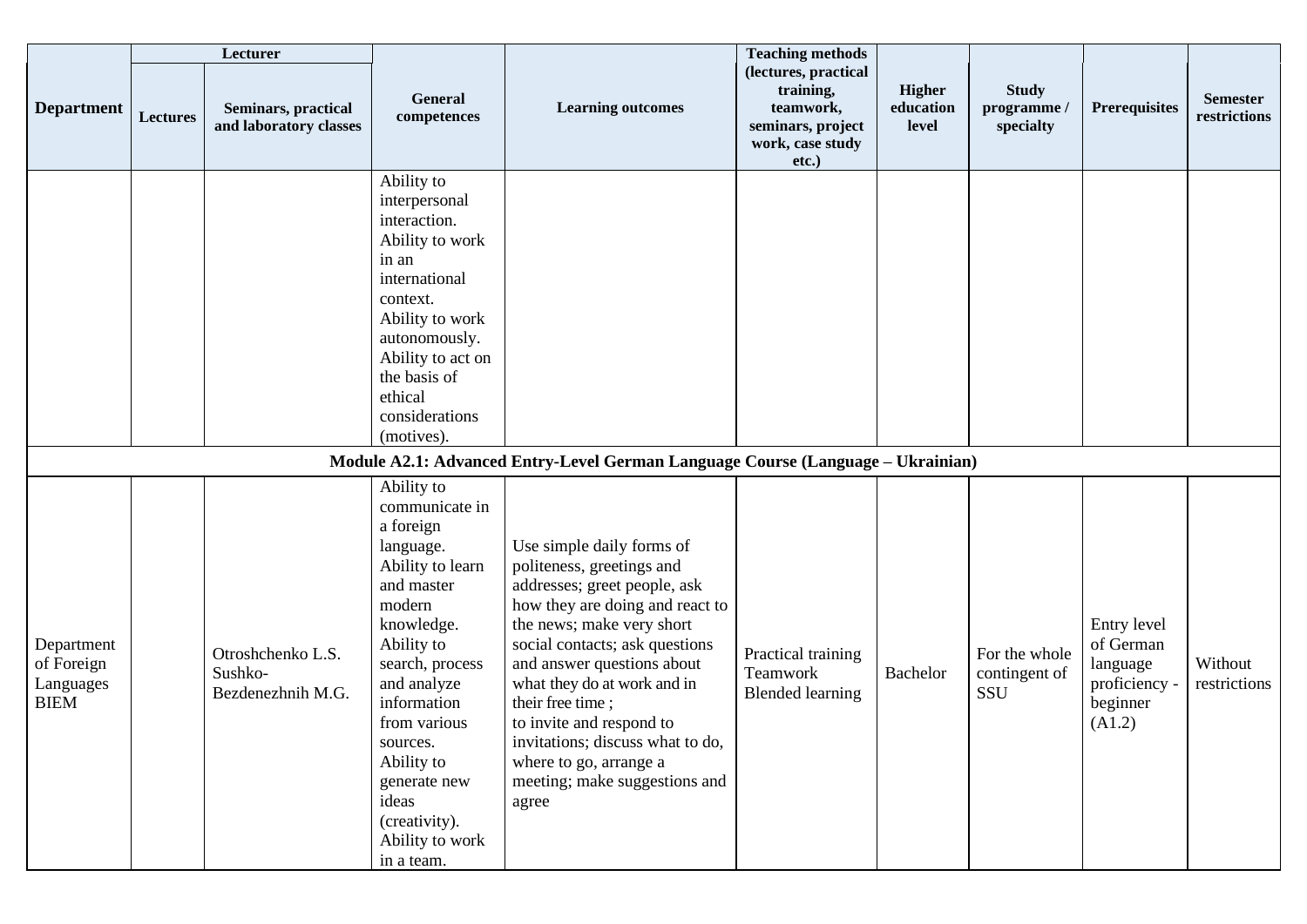| Department | Lecturer | | General competences | Learning outcomes | Teaching methods (lectures, practical training, teamwork, seminars, project work, case study etc.) | Higher education level | Study programme / specialty | Prerequisites | Semester restrictions |
|---|---|---|---|---|---|---|---|---|---|
| | Lectures | Seminars, practical and laboratory classes | | | | | | | |
| | | | Ability to interpersonal interaction. Ability to work in an international context. Ability to work autonomously. Ability to act on the basis of ethical considerations (motives). | | | | | | |
| **Module A2.1: Advanced Entry-Level German Language Course (Language – Ukrainian)** | | | | | | | | | |
| Department of Foreign Languages BIEM | | Otroshchenko L.S. Sushko-Bezdenezhnih M.G. | Ability to communicate in a foreign language. Ability to learn and master modern knowledge. Ability to search, process and analyze information from various sources. Ability to generate new ideas (creativity). Ability to work in a team. | Use simple daily forms of politeness, greetings and addresses; greet people, ask how they are doing and react to the news; make very short social contacts; ask questions and answer questions about what they do at work and in their free time ; to invite and respond to invitations; discuss what to do, where to go, arrange a meeting; make suggestions and agree | Practical training Teamwork Blended learning | Bachelor | For the whole contingent of SSU | Entry level of German language proficiency - beginner (A1.2) | Without restrictions |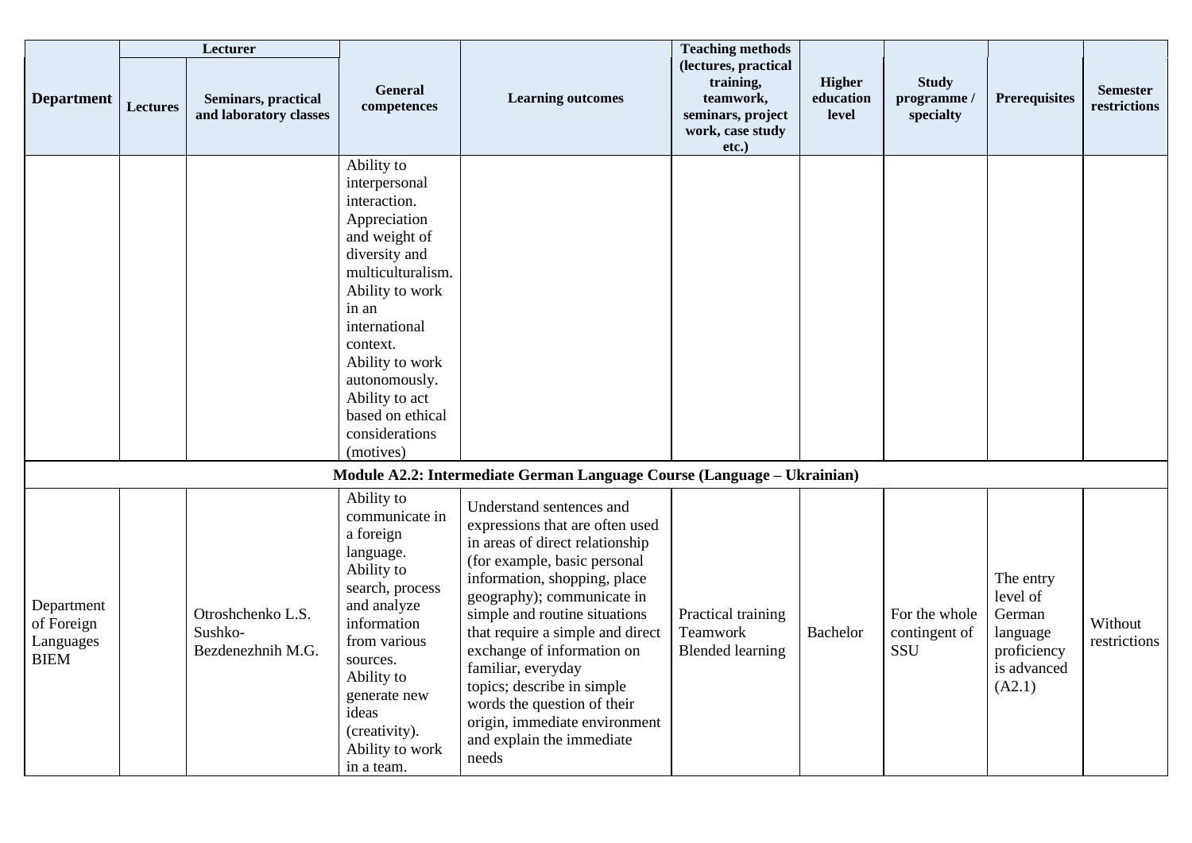| Department | Lecturer | | General competences | Learning outcomes | Teaching methods (lectures, practical training, teamwork, seminars, project work, case study etc.) | Higher education level | Study programme / specialty | Prerequisites | Semester restrictions |
|---|---|---|---|---|---|---|---|---|---|
| | Lectures | Seminars, practical and laboratory classes | | | | | | | |
| | | | Ability to interpersonal interaction. Appreciation and weight of diversity and multiculturalism. Ability to work in an international context. Ability to work autonomously. Ability to act based on ethical considerations (motives) | | | | | | |
| **Module A2.2: Intermediate German Language Course (Language – Ukrainian)** | | | | | | | | | |
| Department of Foreign Languages BIEM | | Otroshchenko L.S. Sushko-Bezdenezhnih M.G. | Ability to communicate in a foreign language. Ability to search, process and analyze information from various sources. Ability to generate new ideas (creativity). Ability to work in a team. | Understand sentences and expressions that are often used in areas of direct relationship (for example, basic personal information, shopping, place geography); communicate in simple and routine situations that require a simple and direct exchange of information on familiar, everyday topics; describe in simple words the question of their origin, immediate environment and explain the immediate needs | Practical training Teamwork Blended learning | Bachelor | For the whole contingent of SSU | The entry level of German language proficiency is advanced (A2.1) | Without restrictions |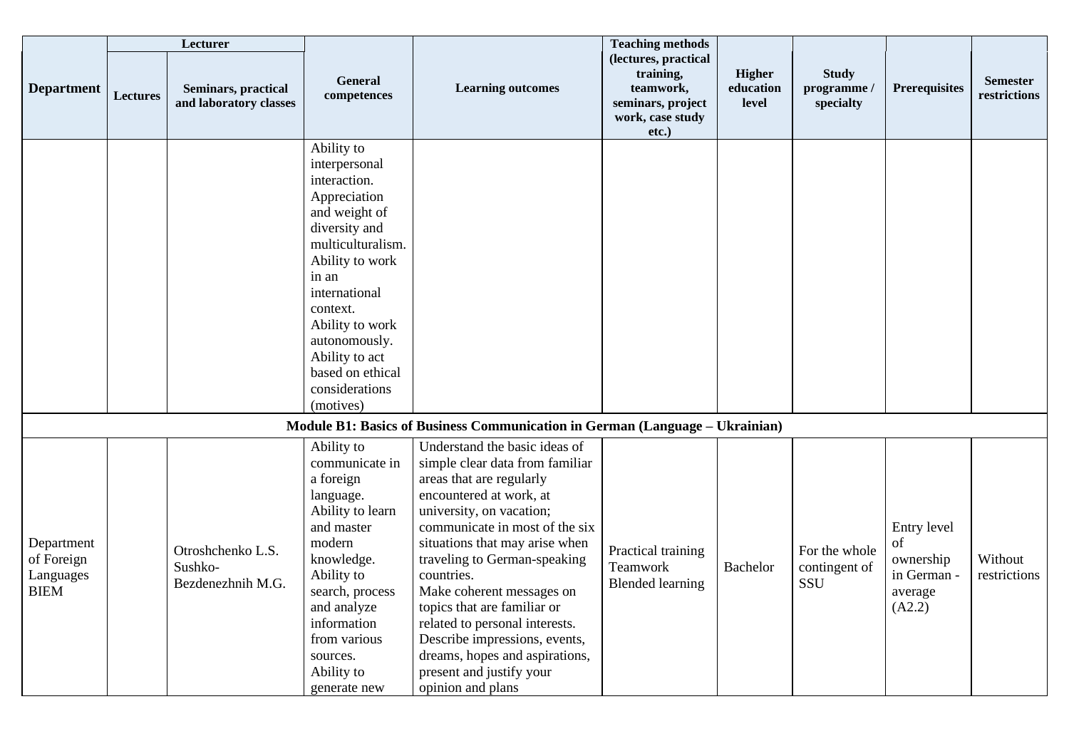| Department | Lecturer | | General competences | Learning outcomes | Teaching methods (lectures, practical training, teamwork, seminars, project work, case study etc.) | Higher education level | Study programme / specialty | Prerequisites | Semester restrictions |
|---|---|---|---|---|---|---|---|---|---|
| | Lectures | Seminars, practical and laboratory classes | | | | | | | |
| | | | Ability to interpersonal interaction. Appreciation and weight of diversity and multiculturalism. Ability to work in an international context. Ability to work autonomously. Ability to act based on ethical considerations (motives) | | | | | | |
| **Module B1: Basics of Business Communication in German (Language – Ukrainian)** | | | | | | | | | |
| Department of Foreign Languages BIEM | | Otroshchenko L.S. Sushko-Bezdenezhnih M.G. | Ability to communicate in a foreign language. Ability to learn and master modern knowledge. Ability to search, process and analyze information from various sources. Ability to generate new | Understand the basic ideas of simple clear data from familiar areas that are regularly encountered at work, at university, on vacation; communicate in most of the six situations that may arise when traveling to German-speaking countries. Make coherent messages on topics that are familiar or related to personal interests. Describe impressions, events, dreams, hopes and aspirations, present and justify your opinion and plans | Practical training Teamwork Blended learning | Bachelor | For the whole contingent of SSU | Entry level of ownership in German - average (A2.2) | Without restrictions |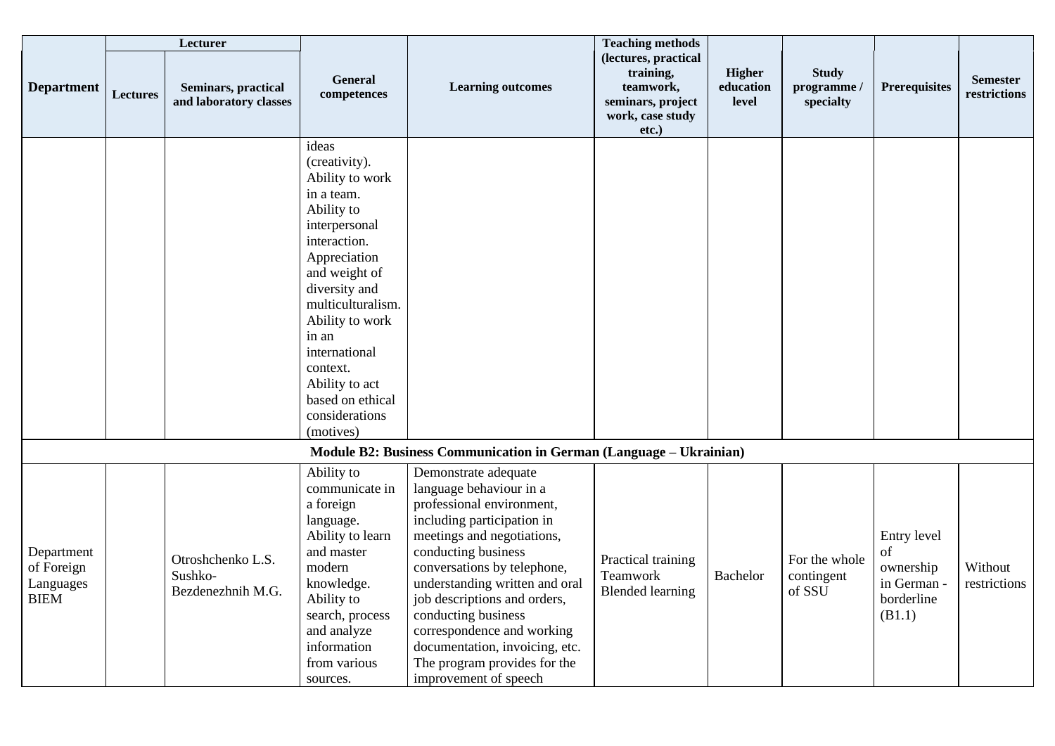| Department | Lecturer | | General competences | Learning outcomes | Teaching methods (lectures, practical training, teamwork, seminars, project work, case study etc.) | Higher education level | Study programme / specialty | Prerequisites | Semester restrictions |
|---|---|---|---|---|---|---|---|---|---|
| | Lectures | Seminars, practical and laboratory classes | | | | | | | |
| | | | ideas (creativity). Ability to work in a team. Ability to interpersonal interaction. Appreciation and weight of diversity and multiculturalism. Ability to work in an international context. Ability to act based on ethical considerations (motives) | | | | | | |
| **Module B2: Business Communication in German (Language – Ukrainian)** | | | | | | | | | |
| Department of Foreign Languages BIEM | | Otroshchenko L.S. Sushko-Bezdenezhnih M.G. | Ability to communicate in a foreign language. Ability to learn and master modern knowledge. Ability to search, process and analyze information from various sources. | Demonstrate adequate language behaviour in a professional environment, including participation in meetings and negotiations, conducting business conversations by telephone, understanding written and oral job descriptions and orders, conducting business correspondence and working documentation, invoicing, etc. The program provides for the improvement of speech | Practical training Teamwork Blended learning | Bachelor | For the whole contingent of SSU | Entry level of ownership in German - borderline (B1.1) | Without restrictions |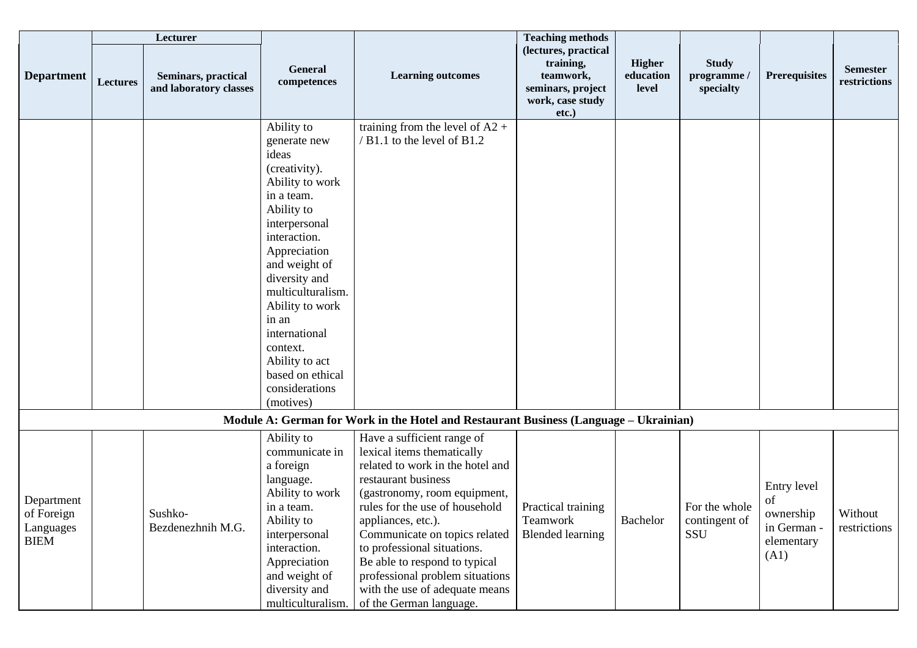| Department | Lecturer | | General competences | Learning outcomes | Teaching methods (lectures, practical training, teamwork, seminars, project work, case study etc.) | Higher education level | Study programme / specialty | Prerequisites | Semester restrictions |
|---|---|---|---|---|---|---|---|---|---|
| | Lectures | Seminars, practical and laboratory classes | | | | | | | |
| | | | Ability to generate new ideas (creativity). Ability to work in a team. Ability to interpersonal interaction. Appreciation and weight of diversity and multiculturalism. Ability to work in an international context. Ability to act based on ethical considerations (motives) | training from the level of A2 + / B1.1 to the level of B1.2 | | | | | |
| **Module A: German for Work in the Hotel and Restaurant Business (Language – Ukrainian)** | | | | | | | | | |
| Department of Foreign Languages BIEM | | Sushko-Bezdenezhnih M.G. | Ability to communicate in a foreign language. Ability to work in a team. Ability to interpersonal interaction. Appreciation and weight of diversity and multiculturalism. | Have a sufficient range of lexical items thematically related to work in the hotel and restaurant business (gastronomy, room equipment, rules for the use of household appliances, etc.). Communicate on topics related to professional situations. Be able to respond to typical professional problem situations with the use of adequate means of the German language. | Practical training Teamwork Blended learning | Bachelor | For the whole contingent of SSU | Entry level of ownership in German - elementary (A1) | Without restrictions |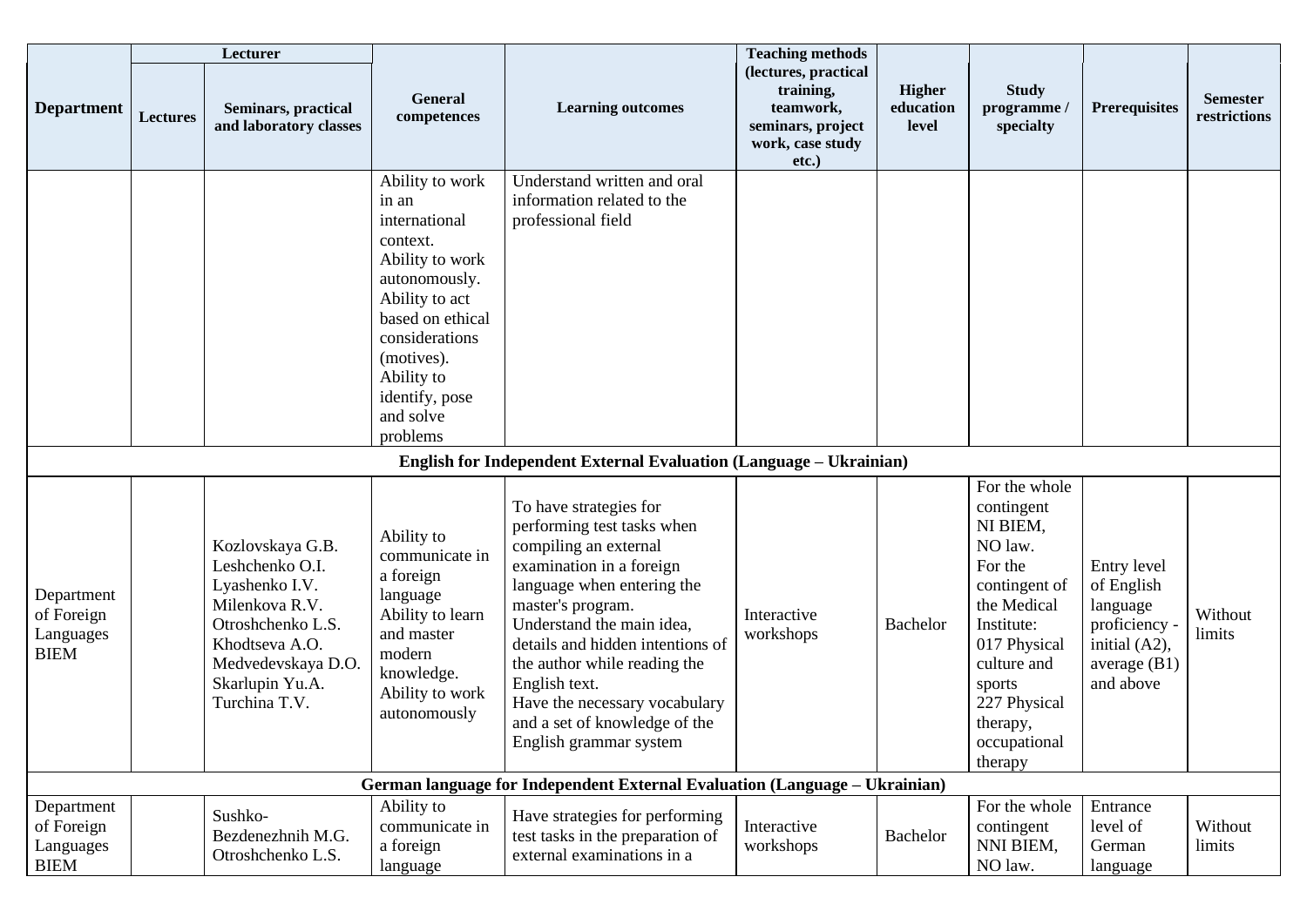| Department | Lecturer | | General competences | Learning outcomes | Teaching methods (lectures, practical training, teamwork, seminars, project work, case study etc.) | Higher education level | Study programme / specialty | Prerequisites | Semester restrictions |
|---|---|---|---|---|---|---|---|---|---|
| | Lectures | Seminars, practical and laboratory classes | | | | | | | |
| | | | Ability to work in an international context. Ability to work autonomously. Ability to act based on ethical considerations (motives). Ability to identify, pose and solve problems | Understand written and oral information related to the professional field | | | | | |
| **English for Independent External Evaluation (Language – Ukrainian)** | | | | | | | | | |
| Department of Foreign Languages BIEM | | Kozlovskaya G.B. Leshchenko O.I. Lyashenko I.V. Milenkova R.V. Otroshchenko L.S. Khodtseva A.O. Medvedevskaya D.O. Skarlupin Yu.A. Turchina T.V. | Ability to communicate in a foreign language Ability to learn and master modern knowledge. Ability to work autonomously | To have strategies for performing test tasks when compiling an external examination in a foreign language when entering the master's program. Understand the main idea, details and hidden intentions of the author while reading the English text. Have the necessary vocabulary and a set of knowledge of the English grammar system | Interactive workshops | Bachelor | For the whole contingent NI BIEM, NO law. For the contingent of the Medical Institute: 017 Physical culture and sports 227 Physical therapy, occupational therapy | Entry level of English language proficiency - initial (A2), average (B1) and above | Without limits |
| **German language for Independent External Evaluation (Language – Ukrainian)** | | | | | | | | | |
| Department of Foreign Languages BIEM | | Sushko-Bezdenezhnih M.G. Otroshchenko L.S. | Ability to communicate in a foreign language | Have strategies for performing test tasks in the preparation of external examinations in a | Interactive workshops | Bachelor | For the whole contingent NNI BIEM, NO law. | Entrance level of German language | Without limits |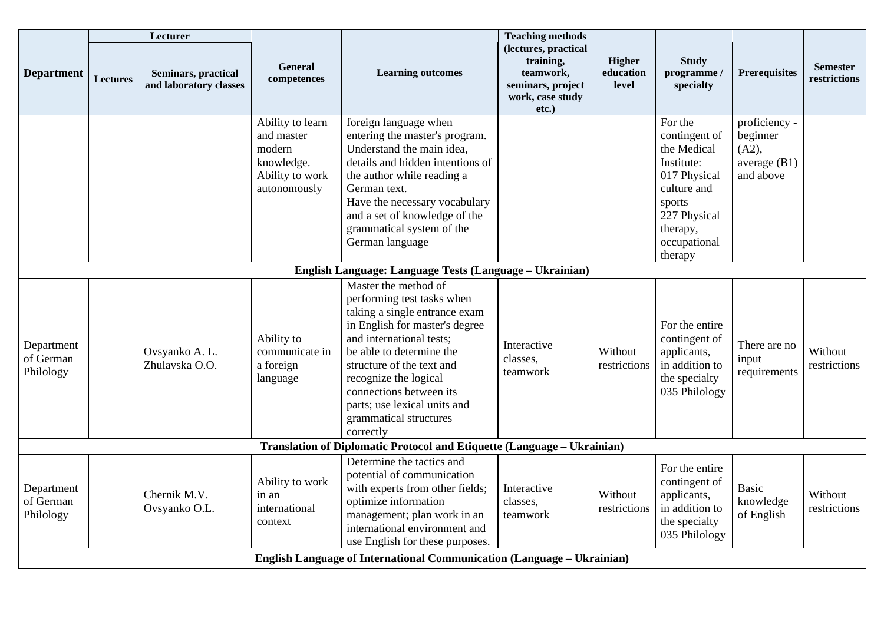| Department | Lecturer | | General competences | Learning outcomes | Teaching methods (lectures, practical training, teamwork, seminars, project work, case study etc.) | Higher education level | Study programme / specialty | Prerequisites | Semester restrictions |
|---|---|---|---|---|---|---|---|---|---|
| | Lectures | Seminars, practical and laboratory classes | | | | | | | |
| | | | Ability to learn and master modern knowledge. Ability to work autonomously | foreign language when entering the master's program. Understand the main idea, details and hidden intentions of the author while reading a German text. Have the necessary vocabulary and a set of knowledge of the grammatical system of the German language | | | For the contingent of the Medical Institute: 017 Physical culture and sports 227 Physical therapy, occupational therapy | proficiency - beginner (A2), average (B1) and above | |
| **English Language: Language Tests (Language – Ukrainian)** | | | | | | | | | |
| Department of German Philology | | Ovsyanko A. L. Zhulavska O.O. | Ability to communicate in a foreign language | Master the method of performing test tasks when taking a single entrance exam in English for master's degree and international tests; be able to determine the structure of the text and recognize the logical connections between its parts; use lexical units and grammatical structures correctly | Interactive classes, teamwork | Without restrictions | For the entire contingent of applicants, in addition to the specialty 035 Philology | There are no input requirements | Without restrictions |
| **Translation of Diplomatic Protocol and Etiquette (Language – Ukrainian)** | | | | | | | | | |
| Department of German Philology | | Chernik M.V. Ovsyanko O.L. | Ability to work in an international context | Determine the tactics and potential of communication with experts from other fields; optimize information management; plan work in an international environment and use English for these purposes. | Interactive classes, teamwork | Without restrictions | For the entire contingent of applicants, in addition to the specialty 035 Philology | Basic knowledge of English | Without restrictions |
| **English Language of International Communication (Language – Ukrainian)** | | | | | | | | | |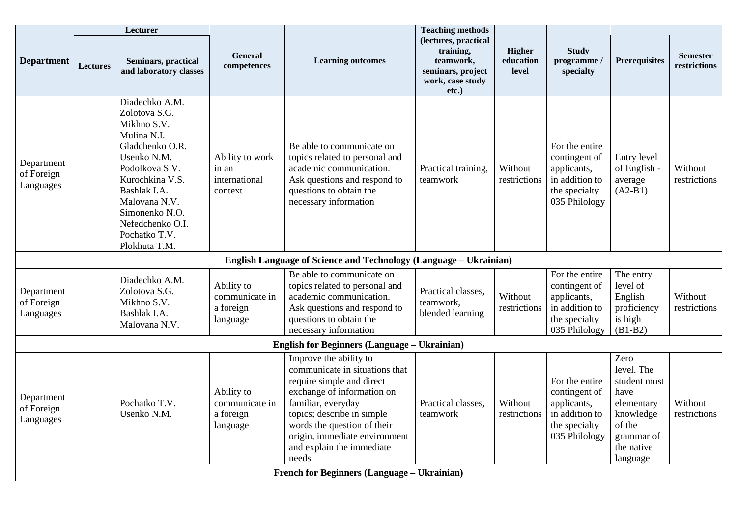| Department | Lecturer | | General competences | Learning outcomes | Teaching methods (lectures, practical training, teamwork, seminars, project work, case study etc.) | Higher education level | Study programme / specialty | Prerequisites | Semester restrictions |
|---|---|---|---|---|---|---|---|---|---|
| | Lectures | Seminars, practical and laboratory classes | | | | | | | |
| Department of Foreign Languages | | Diadechko A.M. Zolotova S.G. Mikhno S.V. Mulina N.I. Gladchenko O.R. Usenko N.M. Podolkova S.V. Kurochkina V.S. Bashlak I.A. Malovana N.V. Simonenko N.O. Nefedchenko O.I. Pochatko T.V. Plokhuta T.M. | Ability to work in an international context | Be able to communicate on topics related to personal and academic communication. Ask questions and respond to questions to obtain the necessary information | Practical training, teamwork | Without restrictions | For the entire contingent of applicants, in addition to the specialty 035 Philology | Entry level of English - average (A2-B1) | Without restrictions |
| **English Language of Science and Technology (Language – Ukrainian)** | | | | | | | | | |
| Department of Foreign Languages | | Diadechko A.M. Zolotova S.G. Mikhno S.V. Bashlak I.A. Malovana N.V. | Ability to communicate in a foreign language | Be able to communicate on topics related to personal and academic communication. Ask questions and respond to questions to obtain the necessary information | Practical classes, teamwork, blended learning | Without restrictions | For the entire contingent of applicants, in addition to the specialty 035 Philology | The entry level of English proficiency is high (B1-B2) | Without restrictions |
| **English for Beginners (Language – Ukrainian)** | | | | | | | | | |
| Department of Foreign Languages | | Pochatko T.V. Usenko N.M. | Ability to communicate in a foreign language | Improve the ability to communicate in situations that require simple and direct exchange of information on familiar, everyday topics; describe in simple words the question of their origin, immediate environment and explain the immediate needs | Practical classes, teamwork | Without restrictions | For the entire contingent of applicants, in addition to the specialty 035 Philology | Zero level. The student must have elementary knowledge of the grammar of the native language | Without restrictions |
| **French for Beginners (Language – Ukrainian)** | | | | | | | | | |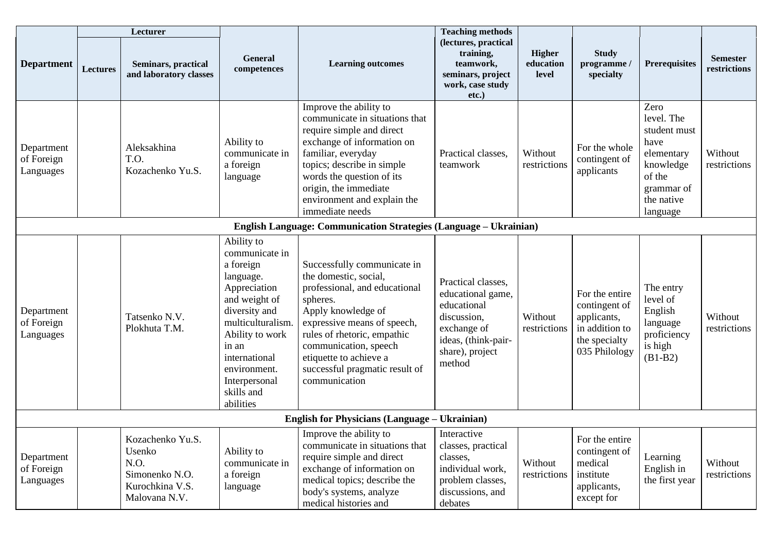| Department | Lecturer | | General competences | Learning outcomes | Teaching methods (lectures, practical training, teamwork, seminars, project work, case study etc.) | Higher education level | Study programme / specialty | Prerequisites | Semester restrictions |
|---|---|---|---|---|---|---|---|---|---|
| | Lectures | Seminars, practical and laboratory classes | | | | | | | |
| Department of Foreign Languages | | Aleksakhina T.O. Kozachenko Yu.S. | Ability to communicate in a foreign language | Improve the ability to communicate in situations that require simple and direct exchange of information on familiar, everyday topics; describe in simple words the question of its origin, the immediate environment and explain the immediate needs | Practical classes, teamwork | Without restrictions | For the whole contingent of applicants | Zero level. The student must have elementary knowledge of the grammar of the native language | Without restrictions |
| **English Language: Communication Strategies (Language – Ukrainian)** | | | | | | | | | |
| Department of Foreign Languages | | Tatsenko N.V. Plokhuta T.M. | Ability to communicate in a foreign language. Appreciation and weight of diversity and multiculturalism. Ability to work in an international environment. Interpersonal skills and abilities | Successfully communicate in the domestic, social, professional, and educational spheres. Apply knowledge of expressive means of speech, rules of rhetoric, empathic communication, speech etiquette to achieve a successful pragmatic result of communication | Practical classes, educational game, educational discussion, exchange of ideas, (think-pair-share), project method | Without restrictions | For the entire contingent of applicants, in addition to the specialty 035 Philology | The entry level of English language proficiency is high (B1-B2) | Without restrictions |
| **English for Physicians (Language – Ukrainian)** | | | | | | | | | |
| Department of Foreign Languages | | Kozachenko Yu.S. Usenko N.O. Simonenko N.O. Kurochkina V.S. Malovana N.V. | Ability to communicate in a foreign language | Improve the ability to communicate in situations that require simple and direct exchange of information on medical topics; describe the body's systems, analyze medical histories and | Interactive classes, practical classes, individual work, problem classes, discussions, and debates | Without restrictions | For the entire contingent of medical institute applicants, except for | Learning English in the first year | Without restrictions |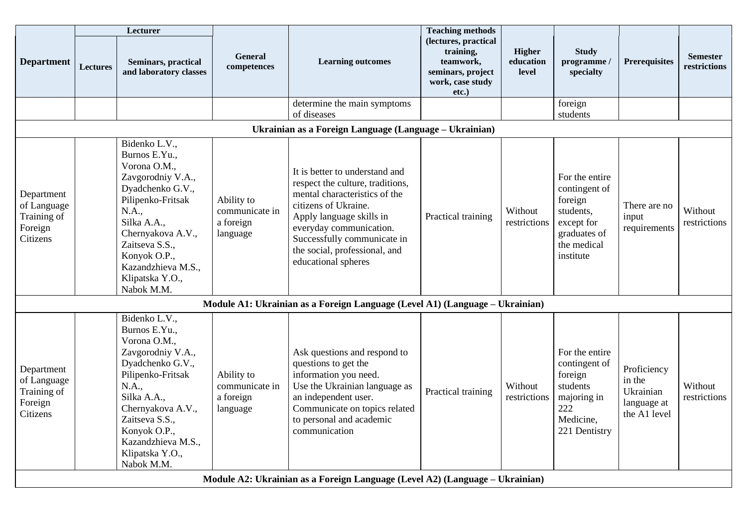| Department | Lecturer | | General competences | Learning outcomes | Teaching methods (lectures, practical training, teamwork, seminars, project work, case study etc.) | Higher education level | Study programme / specialty | Prerequisites | Semester restrictions |
|---|---|---|---|---|---|---|---|---|---|
| | Lectures | Seminars, practical and laboratory classes | | | | | | | |
| | | | | determine the main symptoms of diseases | | | foreign students | | |
| **Ukrainian as a Foreign Language (Language – Ukrainian)** | | | | | | | | | |
| Department of Language Training of Foreign Citizens | | Bidenko L.V., Burnos E.Yu., Vorona O.M., Zavgorodniy V.A., Dyadchenko G.V., Pilipenko-Fritsak N.A., Silka A.A., Chernyakova A.V., Zaitseva S.S., Konyok O.P., Kazandzhieva M.S., Klipatska Y.O., Nabok M.M. | Ability to communicate in a foreign language | It is better to understand and respect the culture, traditions, mental characteristics of the citizens of Ukraine. Apply language skills in everyday communication. Successfully communicate in the social, professional, and educational spheres | Practical training | Without restrictions | For the entire contingent of foreign students, except for graduates of the medical institute | There are no input requirements | Without restrictions |
| **Module A1: Ukrainian as a Foreign Language (Level A1) (Language – Ukrainian)** | | | | | | | | | |
| Department of Language Training of Foreign Citizens | | Bidenko L.V., Burnos E.Yu., Vorona O.M., Zavgorodniy V.A., Dyadchenko G.V., Pilipenko-Fritsak N.A., Silka A.A., Chernyakova A.V., Zaitseva S.S., Konyok O.P., Kazandzhieva M.S., Klipatska Y.O., Nabok M.M. | Ability to communicate in a foreign language | Ask questions and respond to questions to get the information you need. Use the Ukrainian language as an independent user. Communicate on topics related to personal and academic communication | Practical training | Without restrictions | For the entire contingent of foreign students majoring in 222 Medicine, 221 Dentistry | Proficiency in the Ukrainian language at the A1 level | Without restrictions |
| **Module A2: Ukrainian as a Foreign Language (Level A2) (Language – Ukrainian)** | | | | | | | | | |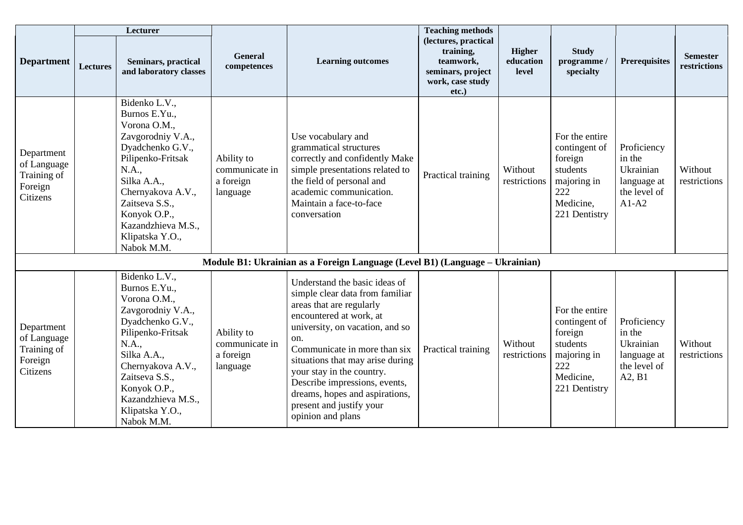| Department | Lecturer | | General competences | Learning outcomes | Teaching methods (lectures, practical training, teamwork, seminars, project work, case study etc.) | Higher education level | Study programme / specialty | Prerequisites | Semester restrictions |
|---|---|---|---|---|---|---|---|---|---|
| | Lectures | Seminars, practical and laboratory classes | | | | | | | |
| Department of Language Training of Foreign Citizens | | Bidenko L.V., Burnos E.Yu., Vorona O.M., Zavgorodniy V.A., Dyadchenko G.V., Pilipenko-Fritsak N.A., Silka A.A., Chernyakova A.V., Zaitseva S.S., Konyok O.P., Kazandzhieva M.S., Klipatska Y.O., Nabok M.M. | Ability to communicate in a foreign language | Use vocabulary and grammatical structures correctly and confidently Make simple presentations related to the field of personal and academic communication. Maintain a face-to-face conversation | Practical training | Without restrictions | For the entire contingent of foreign students majoring in 222 Medicine, 221 Dentistry | Proficiency in the Ukrainian language at the level of A1-A2 | Without restrictions |
| **Module B1: Ukrainian as a Foreign Language (Level B1) (Language – Ukrainian)** | | | | | | | | | |
| Department of Language Training of Foreign Citizens | | Bidenko L.V., Burnos E.Yu., Vorona O.M., Zavgorodniy V.A., Dyadchenko G.V., Pilipenko-Fritsak N.A., Silka A.A., Chernyakova A.V., Zaitseva S.S., Konyok O.P., Kazandzhieva M.S., Klipatska Y.O., Nabok M.M. | Ability to communicate in a foreign language | Understand the basic ideas of simple clear data from familiar areas that are regularly encountered at work, at university, on vacation, and so on. Communicate in more than six situations that may arise during your stay in the country. Describe impressions, events, dreams, hopes and aspirations, present and justify your opinion and plans | Practical training | Without restrictions | For the entire contingent of foreign students majoring in 222 Medicine, 221 Dentistry | Proficiency in the Ukrainian language at the level of A2, B1 | Without restrictions |